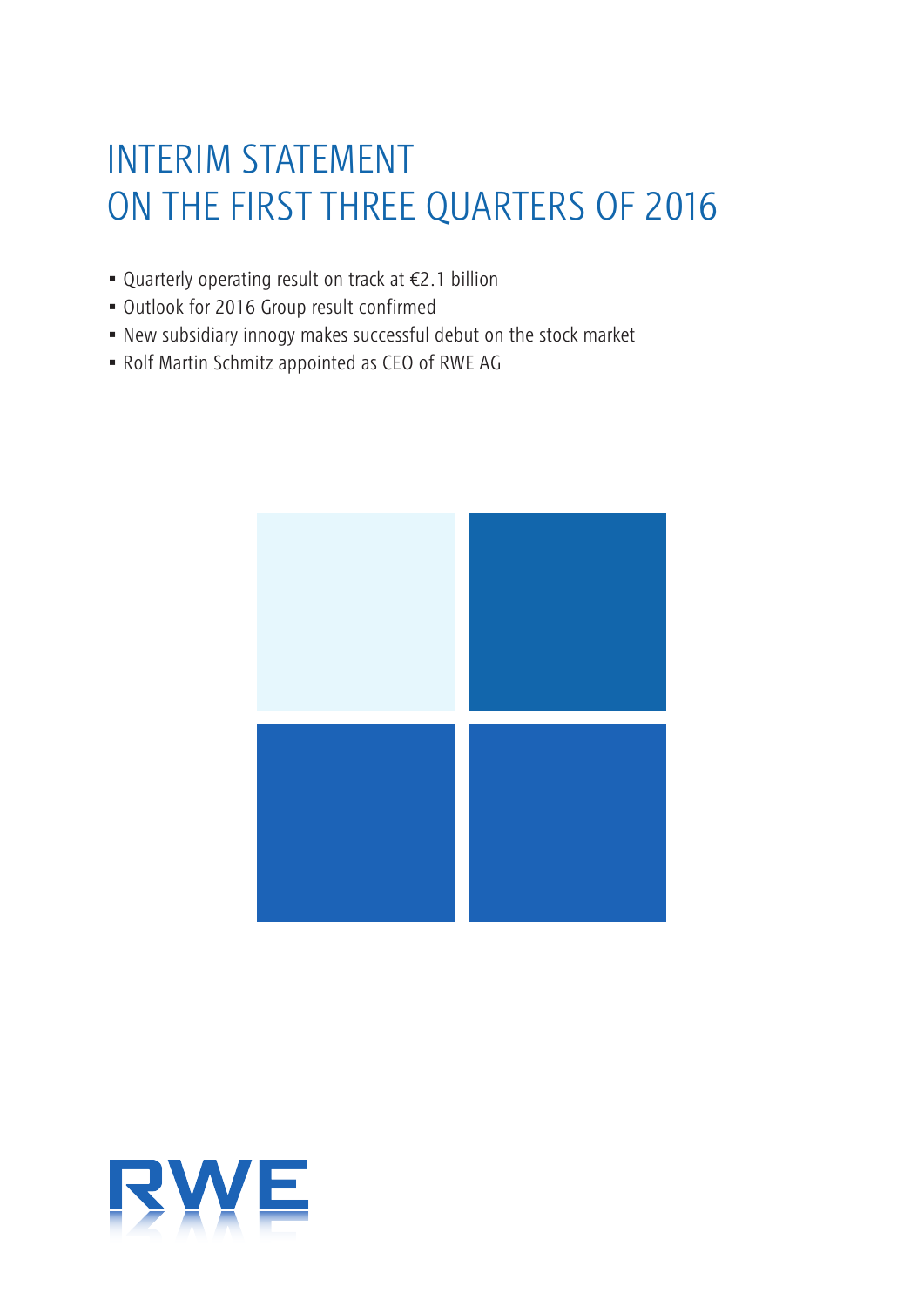# INTERIM STATEMENT ON THE FIRST THREE QUARTERS OF 2016

- Quarterly operating result on track at €2.1 billion
- Outlook for 2016 Group result confirmed
- New subsidiary innogy makes successful debut on the stock market
- Rolf Martin Schmitz appointed as CEO of RWE AG

RWE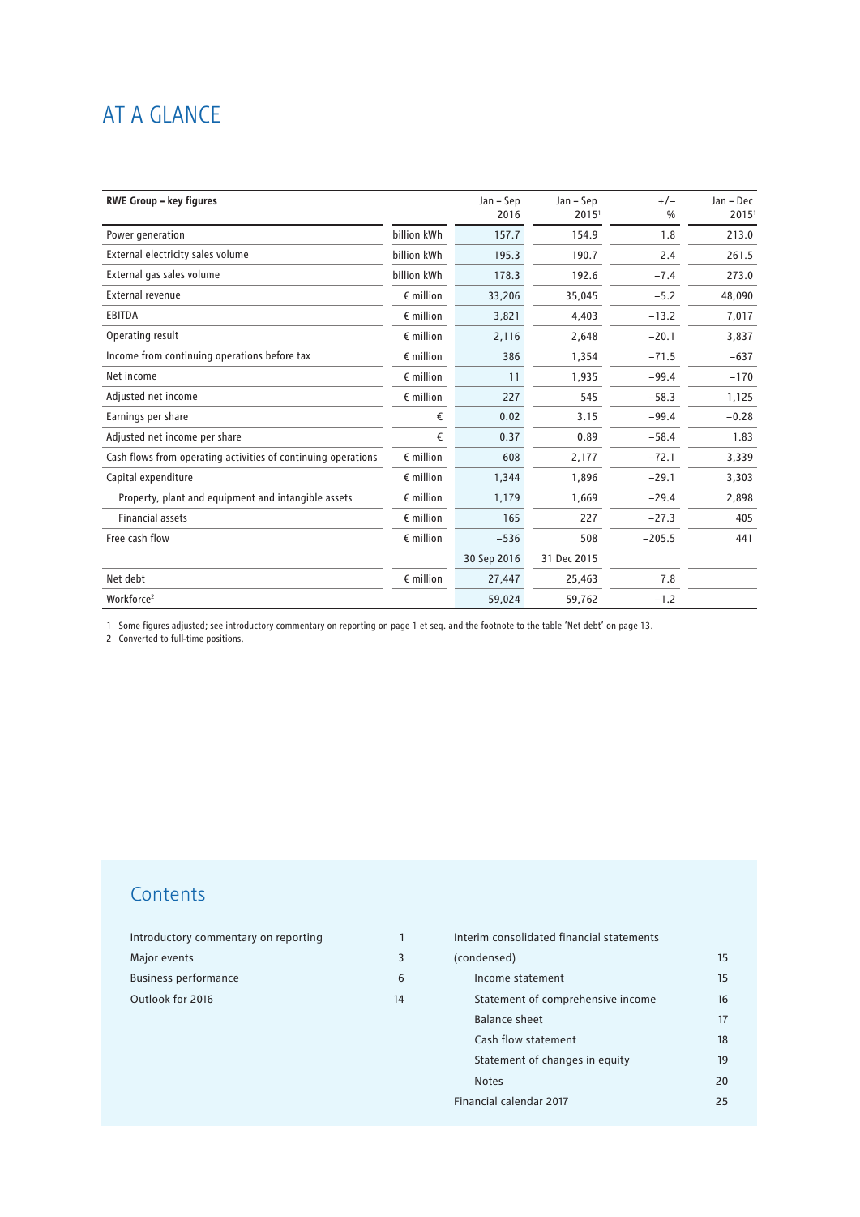# AT A GLANCE

| RWE Group – key figures | | Jan – Sep 2016 | Jan – Sep 2015[1] | +/– % | Jan – Dec 2015[1] |
|---|---|---|---|---|---|
| Power generation | billion kWh | 157.7 | 154.9 | 1.8 | 213.0 |
| External electricity sales volume | billion kWh | 195.3 | 190.7 | 2.4 | 261.5 |
| External gas sales volume | billion kWh | 178.3 | 192.6 | −7.4 | 273.0 |
| External revenue | € million | 33,206 | 35,045 | −5.2 | 48,090 |
| EBITDA | € million | 3,821 | 4,403 | −13.2 | 7,017 |
| Operating result | € million | 2,116 | 2,648 | −20.1 | 3,837 |
| Income from continuing operations before tax | € million | 386 | 1,354 | −71.5 | −637 |
| Net income | € million | 11 | 1,935 | −99.4 | −170 |
| Adjusted net income | € million | 227 | 545 | −58.3 | 1,125 |
| Earnings per share | € | 0.02 | 3.15 | −99.4 | −0.28 |
| Adjusted net income per share | € | 0.37 | 0.89 | −58.4 | 1.83 |
| Cash flows from operating activities of continuing operations | € million | 608 | 2,177 | −72.1 | 3,339 |
| Capital expenditure | € million | 1,344 | 1,896 | −29.1 | 3,303 |
| Property, plant and equipment and intangible assets | € million | 1,179 | 1,669 | −29.4 | 2,898 |
| Financial assets | € million | 165 | 227 | −27.3 | 405 |
| Free cash flow | € million | −536 | 508 | −205.5 | 441 |
| | | 30 Sep 2016 | 31 Dec 2015 | | |
| Net debt | € million | 27,447 | 25,463 | 7.8 | |
| Workforce[2] | | 59,024 | 59,762 | −1.2 | |

1 Some figures adjusted; see introductory commentary on reporting on page 1 et seq. and the footnote to the table 'Net debt' on page 13.
2 Converted to full-time positions.

## Contents

| | |
|---|---|
| Introductory commentary on reporting | 1 |
| Major events | 3 |
| Business performance | 6 |
| Outlook for 2016 | 14 |
| Interim consolidated financial statements (condensed) | 15 |
| Income statement | 15 |
| Statement of comprehensive income | 16 |
| Balance sheet | 17 |
| Cash flow statement | 18 |
| Statement of changes in equity | 19 |
| Notes | 20 |
| Financial calendar 2017 | 25 |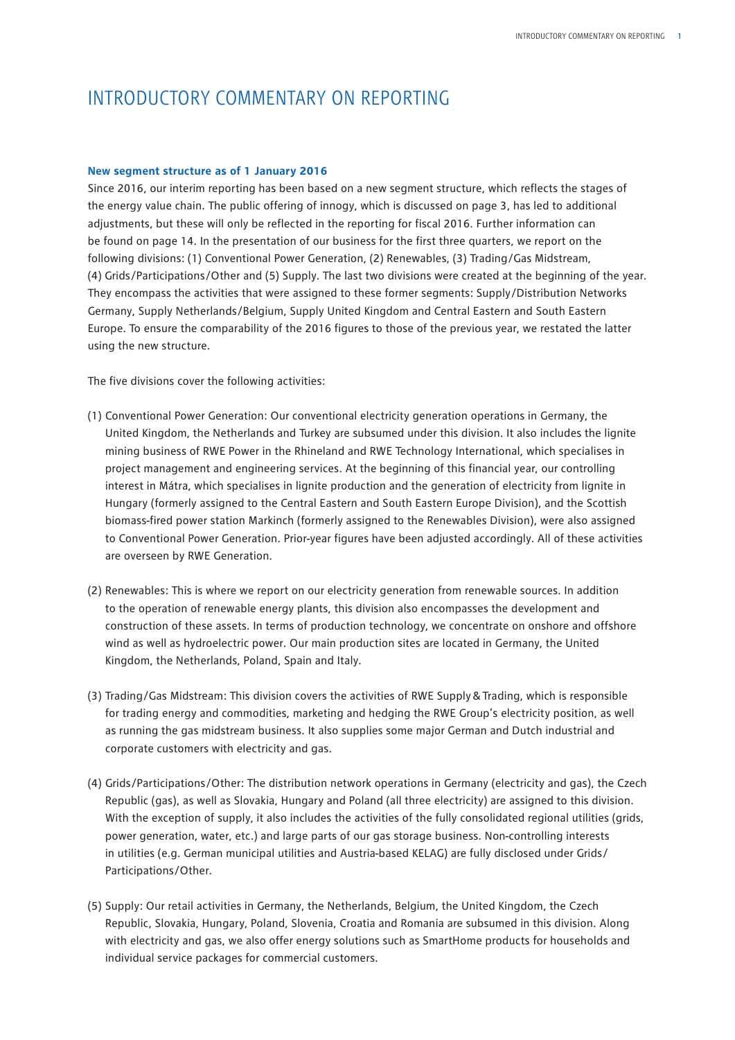# INTRODUCTORY COMMENTARY ON REPORTING

**New segment structure as of 1 January 2016**

Since 2016, our interim reporting has been based on a new segment structure, which reflects the stages of the energy value chain. The public offering of innogy, which is discussed on page 3, has led to additional adjustments, but these will only be reflected in the reporting for fiscal 2016. Further information can be found on page 14. In the presentation of our business for the first three quarters, we report on the following divisions: (1) Conventional Power Generation, (2) Renewables, (3) Trading/Gas Midstream, (4) Grids/Participations/Other and (5) Supply. The last two divisions were created at the beginning of the year. They encompass the activities that were assigned to these former segments: Supply/Distribution Networks Germany, Supply Netherlands/Belgium, Supply United Kingdom and Central Eastern and South Eastern Europe. To ensure the comparability of the 2016 figures to those of the previous year, we restated the latter using the new structure.

The five divisions cover the following activities:

(1) Conventional Power Generation: Our conventional electricity generation operations in Germany, the United Kingdom, the Netherlands and Turkey are subsumed under this division. It also includes the lignite mining business of RWE Power in the Rhineland and RWE Technology International, which specialises in project management and engineering services. At the beginning of this financial year, our controlling interest in Mátra, which specialises in lignite production and the generation of electricity from lignite in Hungary (formerly assigned to the Central Eastern and South Eastern Europe Division), and the Scottish biomass-fired power station Markinch (formerly assigned to the Renewables Division), were also assigned to Conventional Power Generation. Prior-year figures have been adjusted accordingly. All of these activities are overseen by RWE Generation.

(2) Renewables: This is where we report on our electricity generation from renewable sources. In addition to the operation of renewable energy plants, this division also encompasses the development and construction of these assets. In terms of production technology, we concentrate on onshore and offshore wind as well as hydroelectric power. Our main production sites are located in Germany, the United Kingdom, the Netherlands, Poland, Spain and Italy.

(3) Trading/Gas Midstream: This division covers the activities of RWE Supply & Trading, which is responsible for trading energy and commodities, marketing and hedging the RWE Group's electricity position, as well as running the gas midstream business. It also supplies some major German and Dutch industrial and corporate customers with electricity and gas.

(4) Grids/Participations/Other: The distribution network operations in Germany (electricity and gas), the Czech Republic (gas), as well as Slovakia, Hungary and Poland (all three electricity) are assigned to this division. With the exception of supply, it also includes the activities of the fully consolidated regional utilities (grids, power generation, water, etc.) and large parts of our gas storage business. Non-controlling interests in utilities (e.g. German municipal utilities and Austria-based KELAG) are fully disclosed under Grids/Participations/Other.

(5) Supply: Our retail activities in Germany, the Netherlands, Belgium, the United Kingdom, the Czech Republic, Slovakia, Hungary, Poland, Slovenia, Croatia and Romania are subsumed in this division. Along with electricity and gas, we also offer energy solutions such as SmartHome products for households and individual service packages for commercial customers.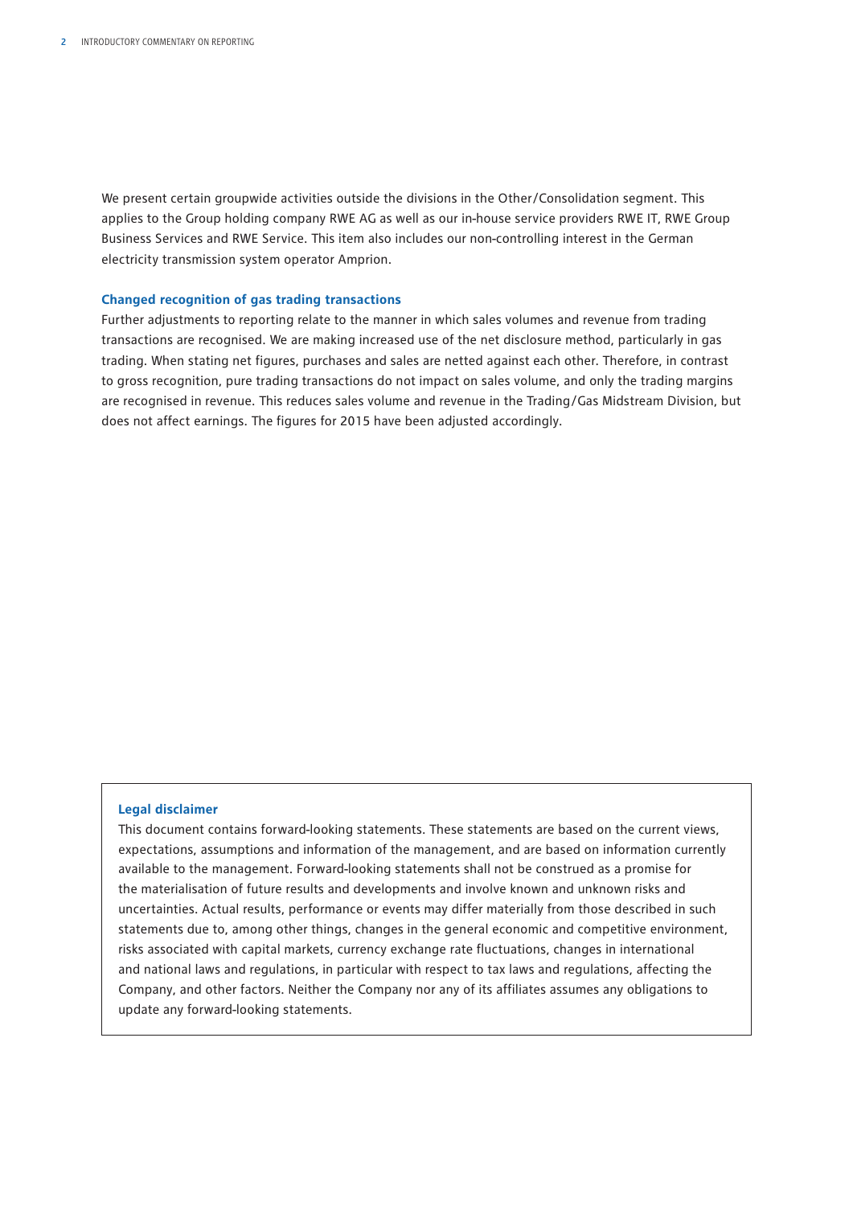We present certain groupwide activities outside the divisions in the Other/Consolidation segment. This applies to the Group holding company RWE AG as well as our in-house service providers RWE IT, RWE Group Business Services and RWE Service. This item also includes our non-controlling interest in the German electricity transmission system operator Amprion.

### Changed recognition of gas trading transactions

Further adjustments to reporting relate to the manner in which sales volumes and revenue from trading transactions are recognised. We are making increased use of the net disclosure method, particularly in gas trading. When stating net figures, purchases and sales are netted against each other. Therefore, in contrast to gross recognition, pure trading transactions do not impact on sales volume, and only the trading margins are recognised in revenue. This reduces sales volume and revenue in the Trading/Gas Midstream Division, but does not affect earnings. The figures for 2015 have been adjusted accordingly.

### Legal disclaimer

This document contains forward-looking statements. These statements are based on the current views, expectations, assumptions and information of the management, and are based on information currently available to the management. Forward-looking statements shall not be construed as a promise for the materialisation of future results and developments and involve known and unknown risks and uncertainties. Actual results, performance or events may differ materially from those described in such statements due to, among other things, changes in the general economic and competitive environment, risks associated with capital markets, currency exchange rate fluctuations, changes in international and national laws and regulations, in particular with respect to tax laws and regulations, affecting the Company, and other factors. Neither the Company nor any of its affiliates assumes any obligations to update any forward-looking statements.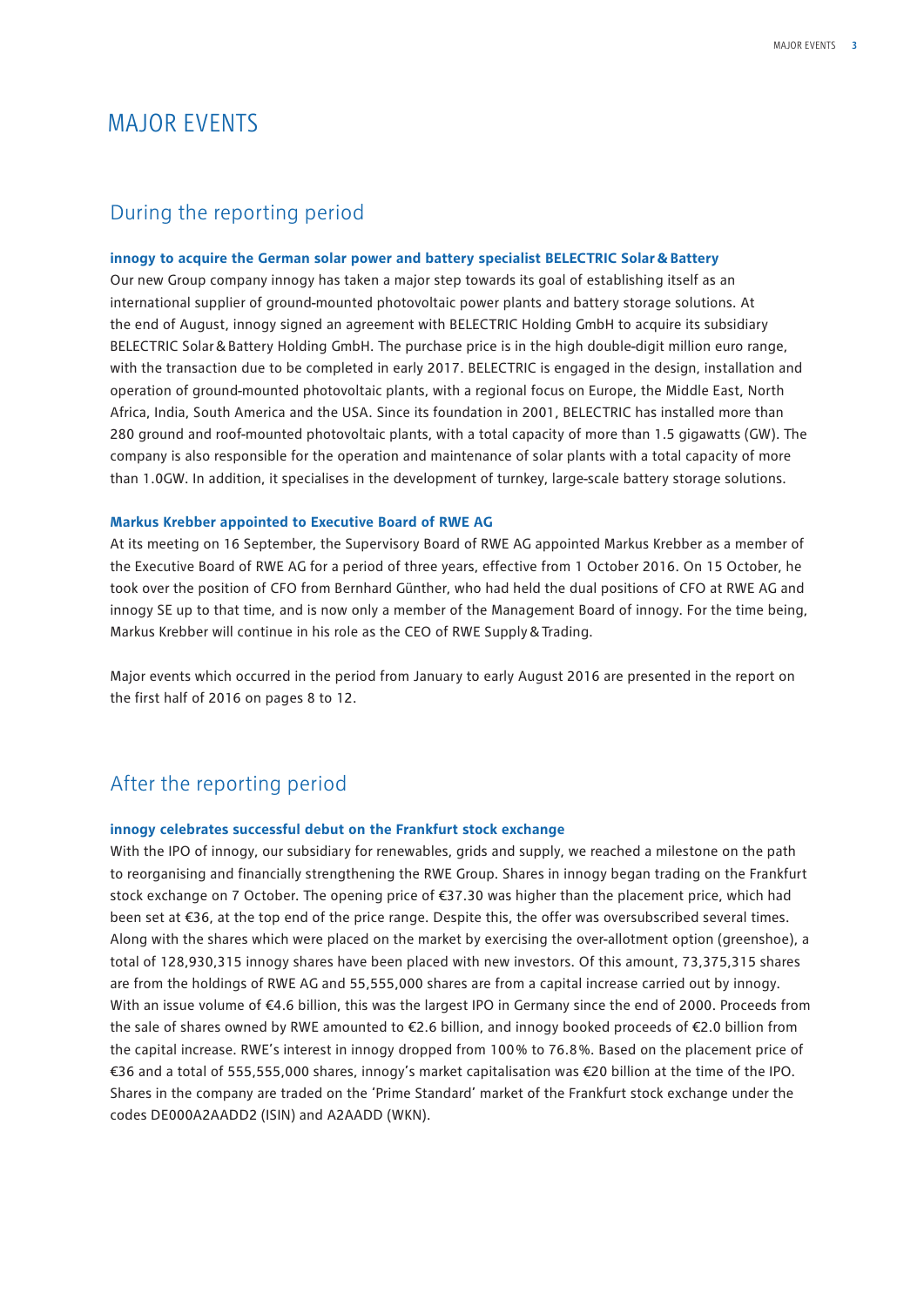# MAJOR EVENTS

## During the reporting period

**innogy to acquire the German solar power and battery specialist BELECTRIC Solar & Battery**

Our new Group company innogy has taken a major step towards its goal of establishing itself as an international supplier of ground-mounted photovoltaic power plants and battery storage solutions. At the end of August, innogy signed an agreement with BELECTRIC Holding GmbH to acquire its subsidiary BELECTRIC Solar & Battery Holding GmbH. The purchase price is in the high double-digit million euro range, with the transaction due to be completed in early 2017. BELECTRIC is engaged in the design, installation and operation of ground-mounted photovoltaic plants, with a regional focus on Europe, the Middle East, North Africa, India, South America and the USA. Since its foundation in 2001, BELECTRIC has installed more than 280 ground and roof-mounted photovoltaic plants, with a total capacity of more than 1.5 gigawatts (GW). The company is also responsible for the operation and maintenance of solar plants with a total capacity of more than 1.0GW. In addition, it specialises in the development of turnkey, large-scale battery storage solutions.

**Markus Krebber appointed to Executive Board of RWE AG**

At its meeting on 16 September, the Supervisory Board of RWE AG appointed Markus Krebber as a member of the Executive Board of RWE AG for a period of three years, effective from 1 October 2016. On 15 October, he took over the position of CFO from Bernhard Günther, who had held the dual positions of CFO at RWE AG and innogy SE up to that time, and is now only a member of the Management Board of innogy. For the time being, Markus Krebber will continue in his role as the CEO of RWE Supply & Trading.

Major events which occurred in the period from January to early August 2016 are presented in the report on the first half of 2016 on pages 8 to 12.

## After the reporting period

**innogy celebrates successful debut on the Frankfurt stock exchange**

With the IPO of innogy, our subsidiary for renewables, grids and supply, we reached a milestone on the path to reorganising and financially strengthening the RWE Group. Shares in innogy began trading on the Frankfurt stock exchange on 7 October. The opening price of €37.30 was higher than the placement price, which had been set at €36, at the top end of the price range. Despite this, the offer was oversubscribed several times. Along with the shares which were placed on the market by exercising the over-allotment option (greenshoe), a total of 128,930,315 innogy shares have been placed with new investors. Of this amount, 73,375,315 shares are from the holdings of RWE AG and 55,555,000 shares are from a capital increase carried out by innogy. With an issue volume of €4.6 billion, this was the largest IPO in Germany since the end of 2000. Proceeds from the sale of shares owned by RWE amounted to €2.6 billion, and innogy booked proceeds of €2.0 billion from the capital increase. RWE's interest in innogy dropped from 100% to 76.8%. Based on the placement price of €36 and a total of 555,555,000 shares, innogy's market capitalisation was €20 billion at the time of the IPO. Shares in the company are traded on the 'Prime Standard' market of the Frankfurt stock exchange under the codes DE000A2AADD2 (ISIN) and A2AADD (WKN).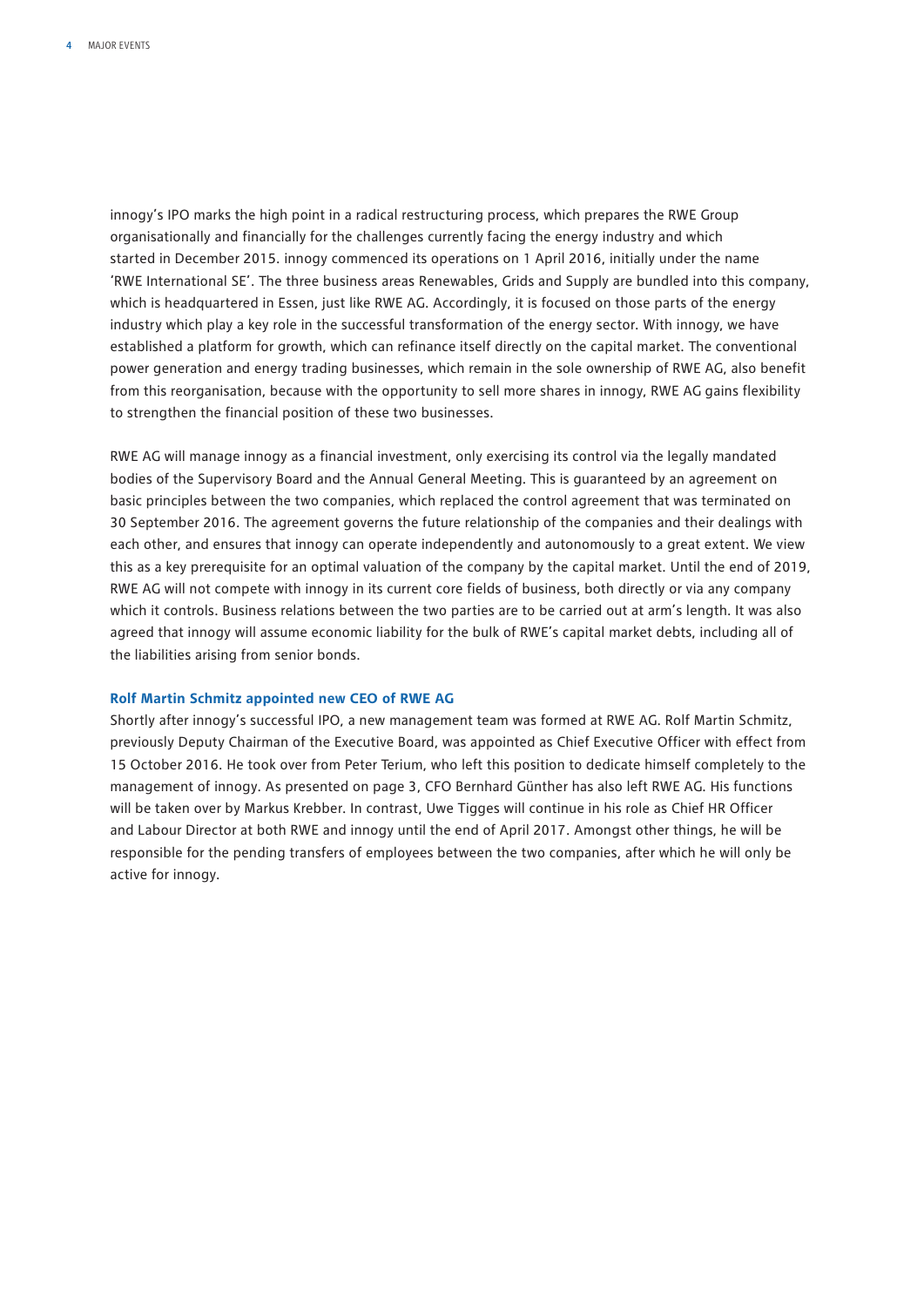innogy's IPO marks the high point in a radical restructuring process, which prepares the RWE Group organisationally and financially for the challenges currently facing the energy industry and which started in December 2015. innogy commenced its operations on 1 April 2016, initially under the name 'RWE International SE'. The three business areas Renewables, Grids and Supply are bundled into this company, which is headquartered in Essen, just like RWE AG. Accordingly, it is focused on those parts of the energy industry which play a key role in the successful transformation of the energy sector. With innogy, we have established a platform for growth, which can refinance itself directly on the capital market. The conventional power generation and energy trading businesses, which remain in the sole ownership of RWE AG, also benefit from this reorganisation, because with the opportunity to sell more shares in innogy, RWE AG gains flexibility to strengthen the financial position of these two businesses.

RWE AG will manage innogy as a financial investment, only exercising its control via the legally mandated bodies of the Supervisory Board and the Annual General Meeting. This is guaranteed by an agreement on basic principles between the two companies, which replaced the control agreement that was terminated on 30 September 2016. The agreement governs the future relationship of the companies and their dealings with each other, and ensures that innogy can operate independently and autonomously to a great extent. We view this as a key prerequisite for an optimal valuation of the company by the capital market. Until the end of 2019, RWE AG will not compete with innogy in its current core fields of business, both directly or via any company which it controls. Business relations between the two parties are to be carried out at arm's length. It was also agreed that innogy will assume economic liability for the bulk of RWE's capital market debts, including all of the liabilities arising from senior bonds.

### Rolf Martin Schmitz appointed new CEO of RWE AG

Shortly after innogy's successful IPO, a new management team was formed at RWE AG. Rolf Martin Schmitz, previously Deputy Chairman of the Executive Board, was appointed as Chief Executive Officer with effect from 15 October 2016. He took over from Peter Terium, who left this position to dedicate himself completely to the management of innogy. As presented on page 3, CFO Bernhard Günther has also left RWE AG. His functions will be taken over by Markus Krebber. In contrast, Uwe Tigges will continue in his role as Chief HR Officer and Labour Director at both RWE and innogy until the end of April 2017. Amongst other things, he will be responsible for the pending transfers of employees between the two companies, after which he will only be active for innogy.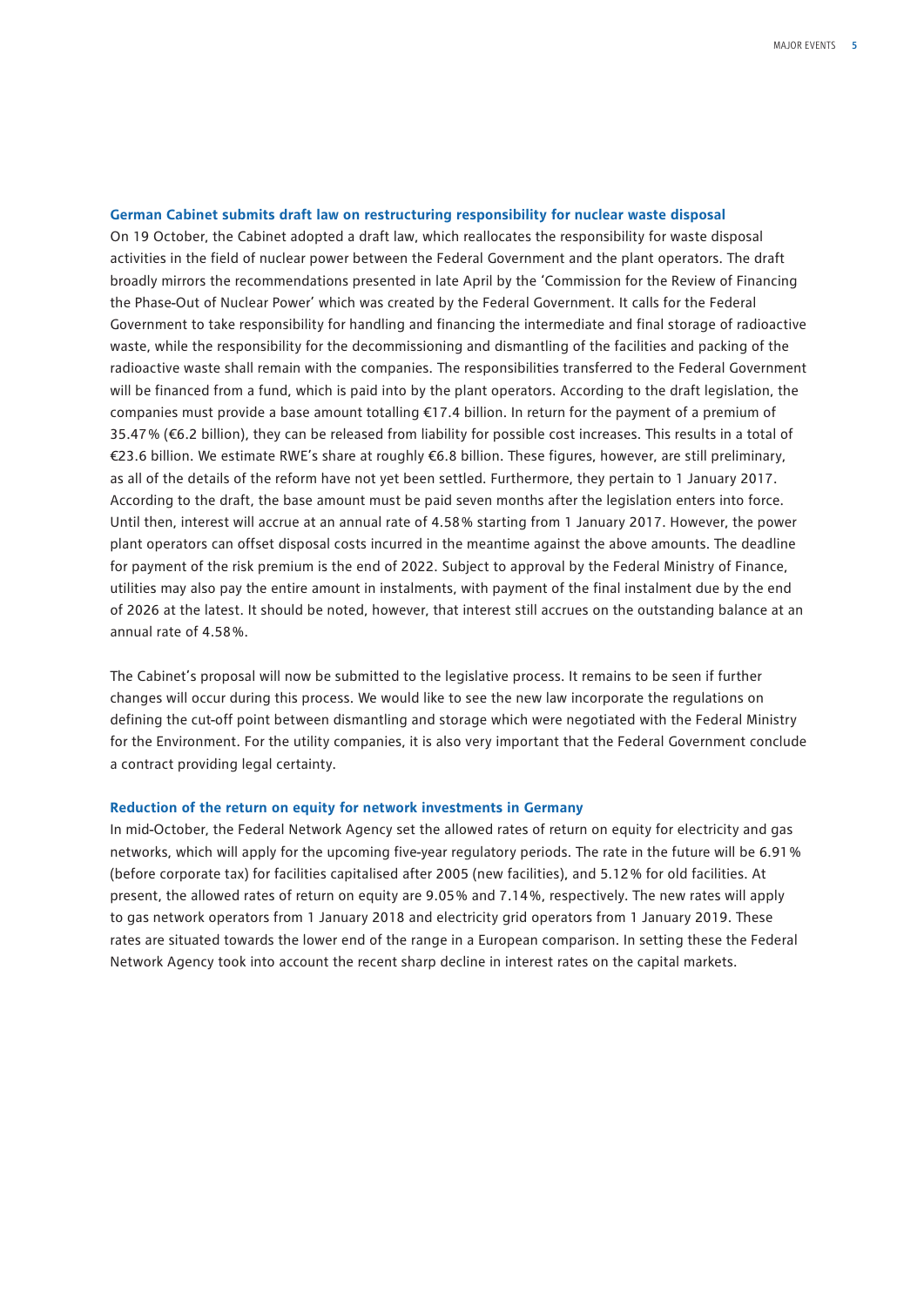### German Cabinet submits draft law on restructuring responsibility for nuclear waste disposal

On 19 October, the Cabinet adopted a draft law, which reallocates the responsibility for waste disposal activities in the field of nuclear power between the Federal Government and the plant operators. The draft broadly mirrors the recommendations presented in late April by the 'Commission for the Review of Financing the Phase-Out of Nuclear Power' which was created by the Federal Government. It calls for the Federal Government to take responsibility for handling and financing the intermediate and final storage of radioactive waste, while the responsibility for the decommissioning and dismantling of the facilities and packing of the radioactive waste shall remain with the companies. The responsibilities transferred to the Federal Government will be financed from a fund, which is paid into by the plant operators. According to the draft legislation, the companies must provide a base amount totalling €17.4 billion. In return for the payment of a premium of 35.47% (€6.2 billion), they can be released from liability for possible cost increases. This results in a total of €23.6 billion. We estimate RWE's share at roughly €6.8 billion. These figures, however, are still preliminary, as all of the details of the reform have not yet been settled. Furthermore, they pertain to 1 January 2017. According to the draft, the base amount must be paid seven months after the legislation enters into force. Until then, interest will accrue at an annual rate of 4.58% starting from 1 January 2017. However, the power plant operators can offset disposal costs incurred in the meantime against the above amounts. The deadline for payment of the risk premium is the end of 2022. Subject to approval by the Federal Ministry of Finance, utilities may also pay the entire amount in instalments, with payment of the final instalment due by the end of 2026 at the latest. It should be noted, however, that interest still accrues on the outstanding balance at an annual rate of 4.58%.

The Cabinet's proposal will now be submitted to the legislative process. It remains to be seen if further changes will occur during this process. We would like to see the new law incorporate the regulations on defining the cut-off point between dismantling and storage which were negotiated with the Federal Ministry for the Environment. For the utility companies, it is also very important that the Federal Government conclude a contract providing legal certainty.

### Reduction of the return on equity for network investments in Germany

In mid-October, the Federal Network Agency set the allowed rates of return on equity for electricity and gas networks, which will apply for the upcoming five-year regulatory periods. The rate in the future will be 6.91% (before corporate tax) for facilities capitalised after 2005 (new facilities), and 5.12% for old facilities. At present, the allowed rates of return on equity are 9.05% and 7.14%, respectively. The new rates will apply to gas network operators from 1 January 2018 and electricity grid operators from 1 January 2019. These rates are situated towards the lower end of the range in a European comparison. In setting these the Federal Network Agency took into account the recent sharp decline in interest rates on the capital markets.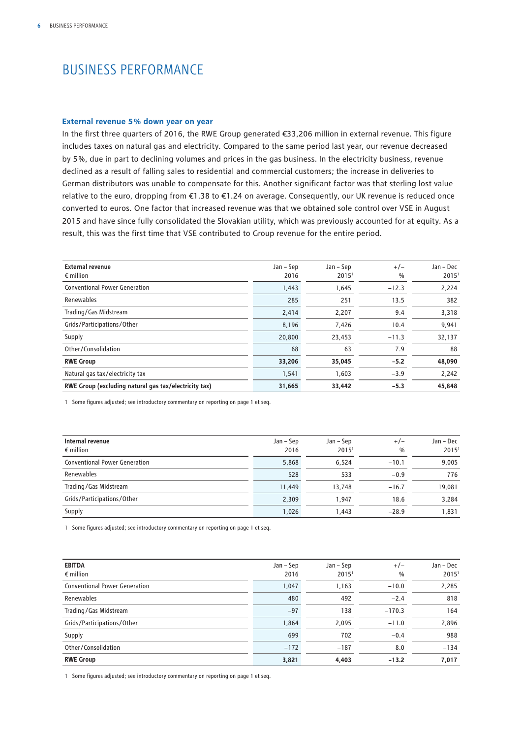# BUSINESS PERFORMANCE

### External revenue 5% down year on year

In the first three quarters of 2016, the RWE Group generated €33,206 million in external revenue. This figure includes taxes on natural gas and electricity. Compared to the same period last year, our revenue decreased by 5%, due in part to declining volumes and prices in the gas business. In the electricity business, revenue declined as a result of falling sales to residential and commercial customers; the increase in deliveries to German distributors was unable to compensate for this. Another significant factor was that sterling lost value relative to the euro, dropping from €1.38 to €1.24 on average. Consequently, our UK revenue is reduced once converted to euros. One factor that increased revenue was that we obtained sole control over VSE in August 2015 and have since fully consolidated the Slovakian utility, which was previously accounted for at equity. As a result, this was the first time that VSE contributed to Group revenue for the entire period.

| External revenue<br>€ million | Jan – Sep<br>2016 | Jan – Sep<br>2015[1] | +/–<br>% | Jan – Dec<br>2015[1] |
|---|---|---|---|---|
| Conventional Power Generation | 1,443 | 1,645 | –12.3 | 2,224 |
| Renewables | 285 | 251 | 13.5 | 382 |
| Trading/Gas Midstream | 2,414 | 2,207 | 9.4 | 3,318 |
| Grids/Participations/Other | 8,196 | 7,426 | 10.4 | 9,941 |
| Supply | 20,800 | 23,453 | –11.3 | 32,137 |
| Other/Consolidation | 68 | 63 | 7.9 | 88 |
| **RWE Group** | **33,206** | **35,045** | **–5.2** | **48,090** |
| Natural gas tax/electricity tax | 1,541 | 1,603 | –3.9 | 2,242 |
| **RWE Group (excluding natural gas tax/electricity tax)** | **31,665** | **33,442** | **–5.3** | **45,848** |

1 Some figures adjusted; see introductory commentary on reporting on page 1 et seq.

| Internal revenue<br>€ million | Jan – Sep<br>2016 | Jan – Sep<br>2015[1] | +/–<br>% | Jan – Dec<br>2015[1] |
|---|---|---|---|---|
| Conventional Power Generation | 5,868 | 6,524 | –10.1 | 9,005 |
| Renewables | 528 | 533 | –0.9 | 776 |
| Trading/Gas Midstream | 11,449 | 13,748 | –16.7 | 19,081 |
| Grids/Participations/Other | 2,309 | 1,947 | 18.6 | 3,284 |
| Supply | 1,026 | 1,443 | –28.9 | 1,831 |

1 Some figures adjusted; see introductory commentary on reporting on page 1 et seq.

| EBITDA<br>€ million | Jan – Sep<br>2016 | Jan – Sep<br>2015[1] | +/–<br>% | Jan – Dec<br>2015[1] |
|---|---|---|---|---|
| Conventional Power Generation | 1,047 | 1,163 | –10.0 | 2,285 |
| Renewables | 480 | 492 | –2.4 | 818 |
| Trading/Gas Midstream | –97 | 138 | –170.3 | 164 |
| Grids/Participations/Other | 1,864 | 2,095 | –11.0 | 2,896 |
| Supply | 699 | 702 | –0.4 | 988 |
| Other/Consolidation | –172 | –187 | 8.0 | –134 |
| **RWE Group** | **3,821** | **4,403** | **–13.2** | **7,017** |

1 Some figures adjusted; see introductory commentary on reporting on page 1 et seq.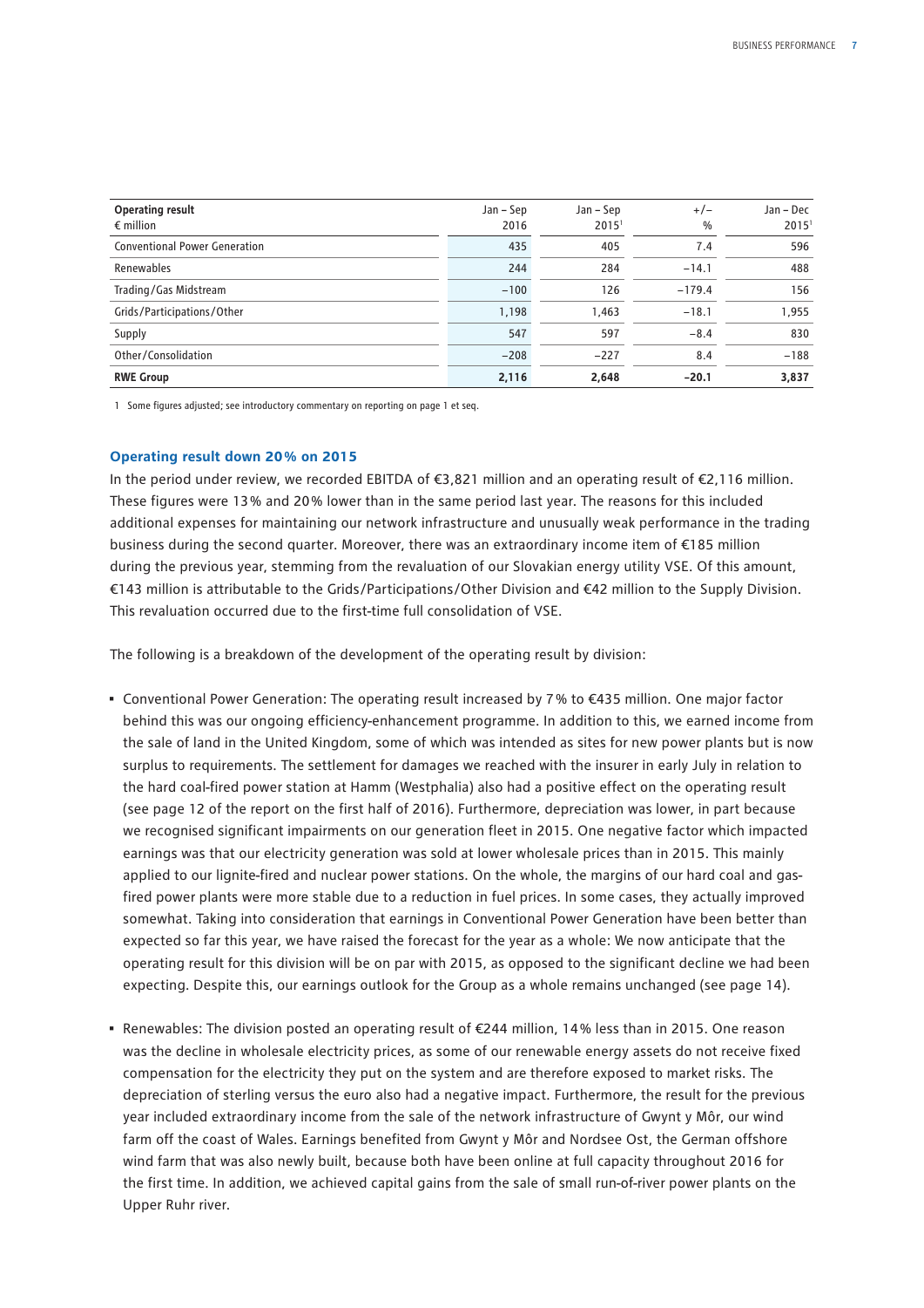| Operating result<br>€ million | Jan – Sep<br>2016 | Jan – Sep<br>2015[1] | +/–<br>% | Jan – Dec<br>2015[1] |
|---|---|---|---|---|
| Conventional Power Generation | 435 | 405 | 7.4 | 596 |
| Renewables | 244 | 284 | −14.1 | 488 |
| Trading/Gas Midstream | −100 | 126 | −179.4 | 156 |
| Grids/Participations/Other | 1,198 | 1,463 | −18.1 | 1,955 |
| Supply | 547 | 597 | −8.4 | 830 |
| Other/Consolidation | −208 | −227 | 8.4 | −188 |
| **RWE Group** | **2,116** | **2,648** | **−20.1** | **3,837** |

1 Some figures adjusted; see introductory commentary on reporting on page 1 et seq.

### Operating result down 20% on 2015

In the period under review, we recorded EBITDA of €3,821 million and an operating result of €2,116 million. These figures were 13% and 20% lower than in the same period last year. The reasons for this included additional expenses for maintaining our network infrastructure and unusually weak performance in the trading business during the second quarter. Moreover, there was an extraordinary income item of €185 million during the previous year, stemming from the revaluation of our Slovakian energy utility VSE. Of this amount, €143 million is attributable to the Grids/Participations/Other Division and €42 million to the Supply Division. This revaluation occurred due to the first-time full consolidation of VSE.

The following is a breakdown of the development of the operating result by division:

- Conventional Power Generation: The operating result increased by 7% to €435 million. One major factor behind this was our ongoing efficiency-enhancement programme. In addition to this, we earned income from the sale of land in the United Kingdom, some of which was intended as sites for new power plants but is now surplus to requirements. The settlement for damages we reached with the insurer in early July in relation to the hard coal-fired power station at Hamm (Westphalia) also had a positive effect on the operating result (see page 12 of the report on the first half of 2016). Furthermore, depreciation was lower, in part because we recognised significant impairments on our generation fleet in 2015. One negative factor which impacted earnings was that our electricity generation was sold at lower wholesale prices than in 2015. This mainly applied to our lignite-fired and nuclear power stations. On the whole, the margins of our hard coal and gas-fired power plants were more stable due to a reduction in fuel prices. In some cases, they actually improved somewhat. Taking into consideration that earnings in Conventional Power Generation have been better than expected so far this year, we have raised the forecast for the year as a whole: We now anticipate that the operating result for this division will be on par with 2015, as opposed to the significant decline we had been expecting. Despite this, our earnings outlook for the Group as a whole remains unchanged (see page 14).

- Renewables: The division posted an operating result of €244 million, 14% less than in 2015. One reason was the decline in wholesale electricity prices, as some of our renewable energy assets do not receive fixed compensation for the electricity they put on the system and are therefore exposed to market risks. The depreciation of sterling versus the euro also had a negative impact. Furthermore, the result for the previous year included extraordinary income from the sale of the network infrastructure of Gwynt y Môr, our wind farm off the coast of Wales. Earnings benefited from Gwynt y Môr and Nordsee Ost, the German offshore wind farm that was also newly built, because both have been online at full capacity throughout 2016 for the first time. In addition, we achieved capital gains from the sale of small run-of-river power plants on the Upper Ruhr river.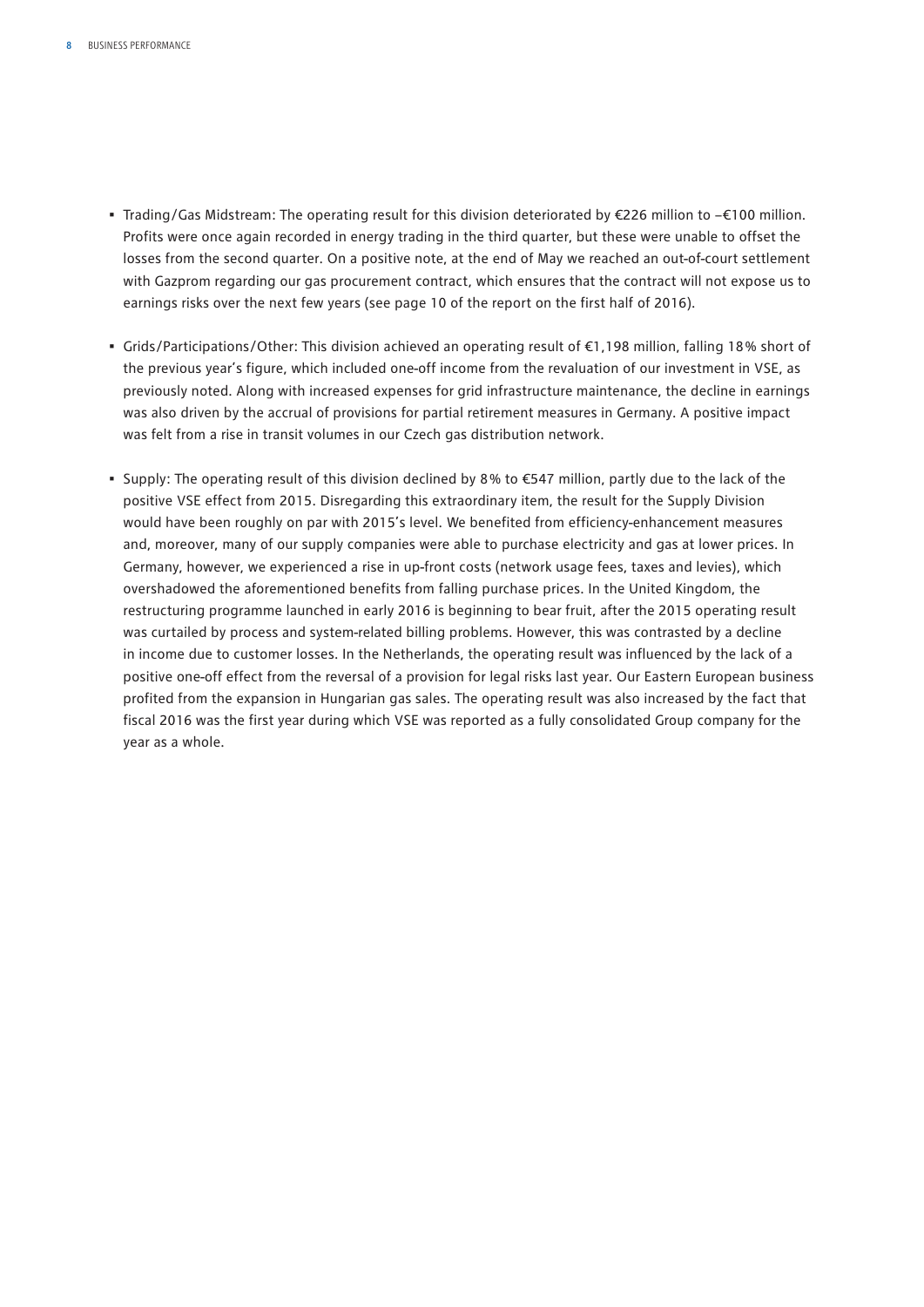- Trading/Gas Midstream: The operating result for this division deteriorated by €226 million to –€100 million. Profits were once again recorded in energy trading in the third quarter, but these were unable to offset the losses from the second quarter. On a positive note, at the end of May we reached an out-of-court settlement with Gazprom regarding our gas procurement contract, which ensures that the contract will not expose us to earnings risks over the next few years (see page 10 of the report on the first half of 2016).

- Grids/Participations/Other: This division achieved an operating result of €1,198 million, falling 18% short of the previous year's figure, which included one-off income from the revaluation of our investment in VSE, as previously noted. Along with increased expenses for grid infrastructure maintenance, the decline in earnings was also driven by the accrual of provisions for partial retirement measures in Germany. A positive impact was felt from a rise in transit volumes in our Czech gas distribution network.

- Supply: The operating result of this division declined by 8% to €547 million, partly due to the lack of the positive VSE effect from 2015. Disregarding this extraordinary item, the result for the Supply Division would have been roughly on par with 2015's level. We benefited from efficiency-enhancement measures and, moreover, many of our supply companies were able to purchase electricity and gas at lower prices. In Germany, however, we experienced a rise in up-front costs (network usage fees, taxes and levies), which overshadowed the aforementioned benefits from falling purchase prices. In the United Kingdom, the restructuring programme launched in early 2016 is beginning to bear fruit, after the 2015 operating result was curtailed by process and system-related billing problems. However, this was contrasted by a decline in income due to customer losses. In the Netherlands, the operating result was influenced by the lack of a positive one-off effect from the reversal of a provision for legal risks last year. Our Eastern European business profited from the expansion in Hungarian gas sales. The operating result was also increased by the fact that fiscal 2016 was the first year during which VSE was reported as a fully consolidated Group company for the year as a whole.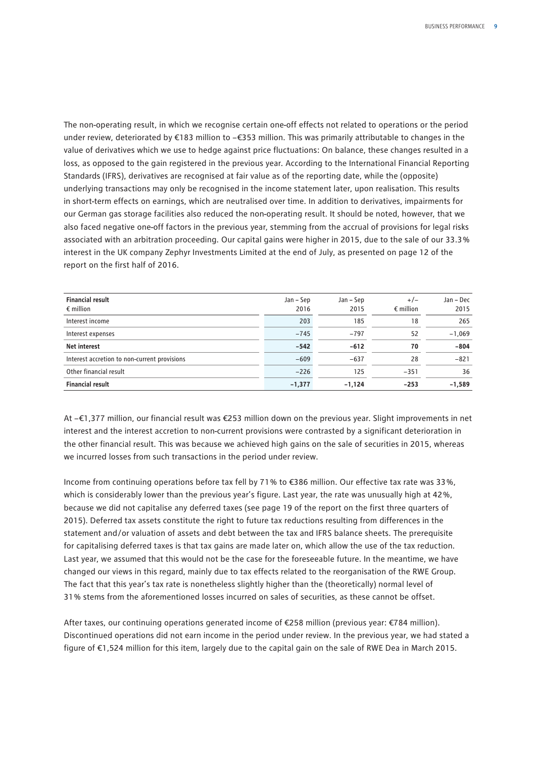The non-operating result, in which we recognise certain one-off effects not related to operations or the period under review, deteriorated by €183 million to –€353 million. This was primarily attributable to changes in the value of derivatives which we use to hedge against price fluctuations: On balance, these changes resulted in a loss, as opposed to the gain registered in the previous year. According to the International Financial Reporting Standards (IFRS), derivatives are recognised at fair value as of the reporting date, while the (opposite) underlying transactions may only be recognised in the income statement later, upon realisation. This results in short-term effects on earnings, which are neutralised over time. In addition to derivatives, impairments for our German gas storage facilities also reduced the non-operating result. It should be noted, however, that we also faced negative one-off factors in the previous year, stemming from the accrual of provisions for legal risks associated with an arbitration proceeding. Our capital gains were higher in 2015, due to the sale of our 33.3% interest in the UK company Zephyr Investments Limited at the end of July, as presented on page 12 of the report on the first half of 2016.

| **Financial result**<br>€ million | Jan – Sep<br>2016 | Jan – Sep<br>2015 | +/–<br>€ million | Jan – Dec<br>2015 |
|---|---|---|---|---|
| Interest income | 203 | 185 | 18 | 265 |
| Interest expenses | –745 | –797 | 52 | –1,069 |
| **Net interest** | **–542** | **–612** | **70** | **–804** |
| Interest accretion to non-current provisions | –609 | –637 | 28 | –821 |
| Other financial result | –226 | 125 | –351 | 36 |
| **Financial result** | **–1,377** | **–1,124** | **–253** | **–1,589** |

At –€1,377 million, our financial result was €253 million down on the previous year. Slight improvements in net interest and the interest accretion to non-current provisions were contrasted by a significant deterioration in the other financial result. This was because we achieved high gains on the sale of securities in 2015, whereas we incurred losses from such transactions in the period under review.

Income from continuing operations before tax fell by 71% to €386 million. Our effective tax rate was 33%, which is considerably lower than the previous year's figure. Last year, the rate was unusually high at 42%, because we did not capitalise any deferred taxes (see page 19 of the report on the first three quarters of 2015). Deferred tax assets constitute the right to future tax reductions resulting from differences in the statement and/or valuation of assets and debt between the tax and IFRS balance sheets. The prerequisite for capitalising deferred taxes is that tax gains are made later on, which allow the use of the tax reduction. Last year, we assumed that this would not be the case for the foreseeable future. In the meantime, we have changed our views in this regard, mainly due to tax effects related to the reorganisation of the RWE Group. The fact that this year's tax rate is nonetheless slightly higher than the (theoretically) normal level of 31% stems from the aforementioned losses incurred on sales of securities, as these cannot be offset.

After taxes, our continuing operations generated income of €258 million (previous year: €784 million). Discontinued operations did not earn income in the period under review. In the previous year, we had stated a figure of €1,524 million for this item, largely due to the capital gain on the sale of RWE Dea in March 2015.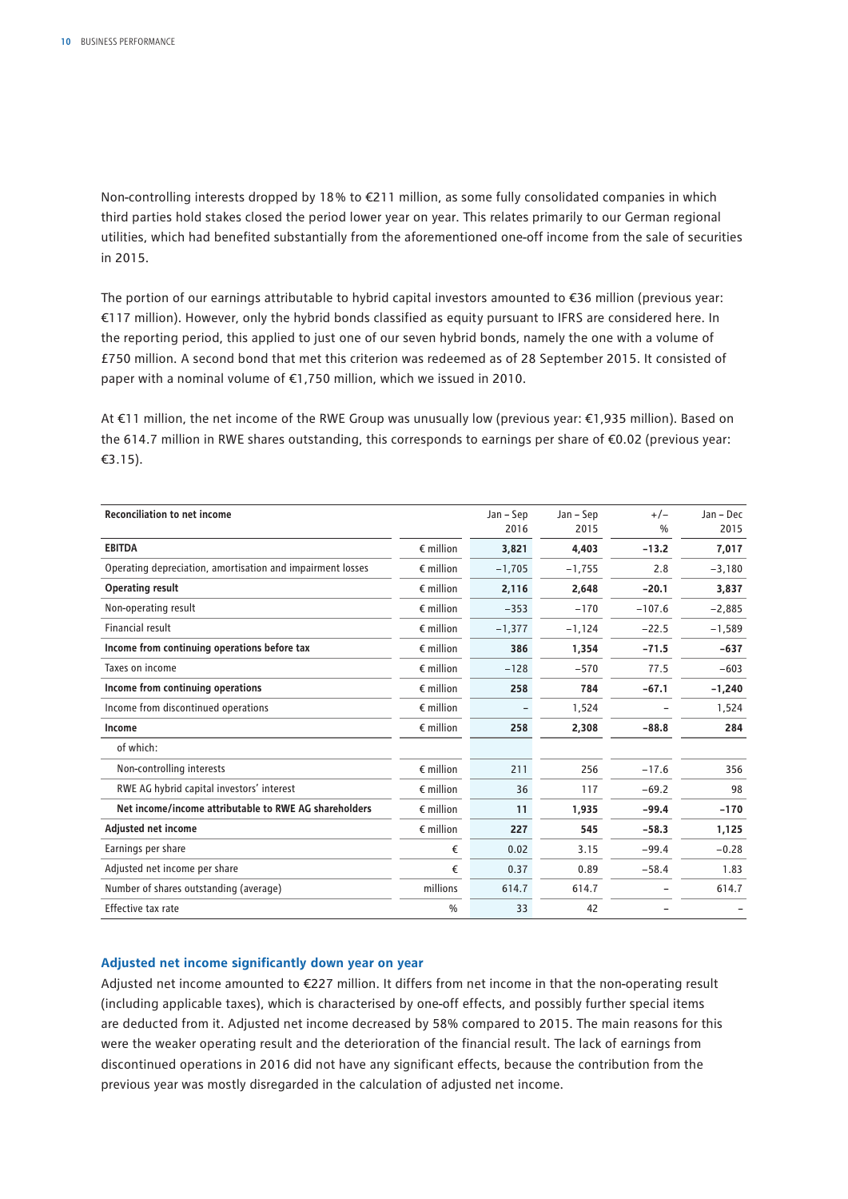Non-controlling interests dropped by 18% to €211 million, as some fully consolidated companies in which third parties hold stakes closed the period lower year on year. This relates primarily to our German regional utilities, which had benefited substantially from the aforementioned one-off income from the sale of securities in 2015.

The portion of our earnings attributable to hybrid capital investors amounted to €36 million (previous year: €117 million). However, only the hybrid bonds classified as equity pursuant to IFRS are considered here. In the reporting period, this applied to just one of our seven hybrid bonds, namely the one with a volume of £750 million. A second bond that met this criterion was redeemed as of 28 September 2015. It consisted of paper with a nominal volume of €1,750 million, which we issued in 2010.

At €11 million, the net income of the RWE Group was unusually low (previous year: €1,935 million). Based on the 614.7 million in RWE shares outstanding, this corresponds to earnings per share of €0.02 (previous year: €3.15).

| Reconciliation to net income | | Jan – Sep 2016 | Jan – Sep 2015 | +/– % | Jan – Dec 2015 |
|---|---|---|---|---|---|
| **EBITDA** | € million | **3,821** | **4,403** | **−13.2** | **7,017** |
| Operating depreciation, amortisation and impairment losses | € million | −1,705 | −1,755 | 2.8 | −3,180 |
| **Operating result** | € million | **2,116** | **2,648** | **−20.1** | **3,837** |
| Non-operating result | € million | −353 | −170 | −107.6 | −2,885 |
| Financial result | € million | −1,377 | −1,124 | −22.5 | −1,589 |
| **Income from continuing operations before tax** | € million | **386** | **1,354** | **−71.5** | **−637** |
| Taxes on income | € million | −128 | −570 | 77.5 | −603 |
| **Income from continuing operations** | € million | **258** | **784** | **−67.1** | **−1,240** |
| Income from discontinued operations | € million | – | 1,524 | – | 1,524 |
| **Income** | € million | **258** | **2,308** | **−88.8** | **284** |
| of which: | | | | | |
| Non-controlling interests | € million | 211 | 256 | −17.6 | 356 |
| RWE AG hybrid capital investors' interest | € million | 36 | 117 | −69.2 | 98 |
| **Net income/income attributable to RWE AG shareholders** | € million | **11** | **1,935** | **−99.4** | **−170** |
| **Adjusted net income** | € million | **227** | **545** | **−58.3** | **1,125** |
| Earnings per share | € | 0.02 | 3.15 | −99.4 | −0.28 |
| Adjusted net income per share | € | 0.37 | 0.89 | −58.4 | 1.83 |
| Number of shares outstanding (average) | millions | 614.7 | 614.7 | – | 614.7 |
| Effective tax rate | % | 33 | 42 | – | – |

### Adjusted net income significantly down year on year

Adjusted net income amounted to €227 million. It differs from net income in that the non-operating result (including applicable taxes), which is characterised by one-off effects, and possibly further special items are deducted from it. Adjusted net income decreased by 58% compared to 2015. The main reasons for this were the weaker operating result and the deterioration of the financial result. The lack of earnings from discontinued operations in 2016 did not have any significant effects, because the contribution from the previous year was mostly disregarded in the calculation of adjusted net income.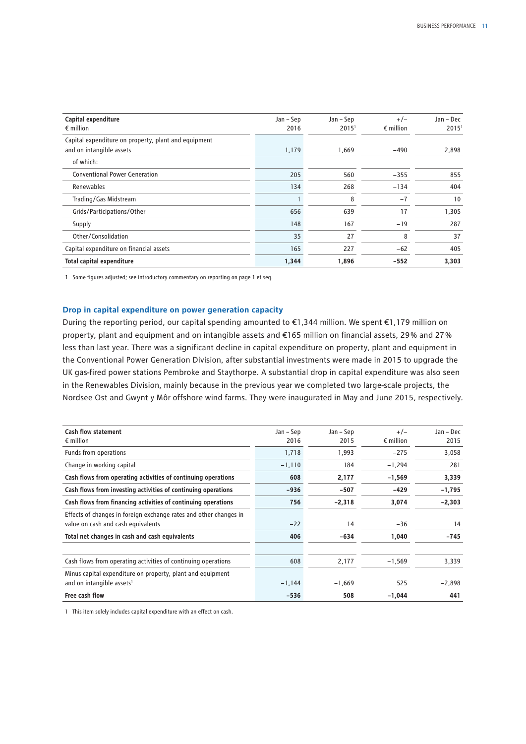| Capital expenditure<br>€ million | Jan – Sep<br>2016 | Jan – Sep<br>2015[1] | +/–<br>€ million | Jan – Dec<br>2015[1] |
|---|---|---|---|---|
| Capital expenditure on property, plant and equipment and on intangible assets | 1,179 | 1,669 | –490 | 2,898 |
| of which: | | | | |
| Conventional Power Generation | 205 | 560 | –355 | 855 |
| Renewables | 134 | 268 | –134 | 404 |
| Trading/Gas Midstream | 1 | 8 | –7 | 10 |
| Grids/Participations/Other | 656 | 639 | 17 | 1,305 |
| Supply | 148 | 167 | –19 | 287 |
| Other/Consolidation | 35 | 27 | 8 | 37 |
| Capital expenditure on financial assets | 165 | 227 | –62 | 405 |
| **Total capital expenditure** | **1,344** | **1,896** | **–552** | **3,303** |

1 Some figures adjusted; see introductory commentary on reporting on page 1 et seq.

### Drop in capital expenditure on power generation capacity

During the reporting period, our capital spending amounted to €1,344 million. We spent €1,179 million on property, plant and equipment and on intangible assets and €165 million on financial assets, 29% and 27% less than last year. There was a significant decline in capital expenditure on property, plant and equipment in the Conventional Power Generation Division, after substantial investments were made in 2015 to upgrade the UK gas-fired power stations Pembroke and Staythorpe. A substantial drop in capital expenditure was also seen in the Renewables Division, mainly because in the previous year we completed two large-scale projects, the Nordsee Ost and Gwynt y Môr offshore wind farms. They were inaugurated in May and June 2015, respectively.

| Cash flow statement<br>€ million | Jan – Sep<br>2016 | Jan – Sep<br>2015 | +/–<br>€ million | Jan – Dec<br>2015 |
|---|---|---|---|---|
| Funds from operations | 1,718 | 1,993 | –275 | 3,058 |
| Change in working capital | –1,110 | 184 | –1,294 | 281 |
| **Cash flows from operating activities of continuing operations** | **608** | **2,177** | **–1,569** | **3,339** |
| **Cash flows from investing activities of continuing operations** | **–936** | **–507** | **–429** | **–1,795** |
| **Cash flows from financing activities of continuing operations** | **756** | **–2,318** | **3,074** | **–2,303** |
| Effects of changes in foreign exchange rates and other changes in value on cash and cash equivalents | –22 | 14 | –36 | 14 |
| **Total net changes in cash and cash equivalents** | **406** | **–634** | **1,040** | **–745** |
| | | | | |
| Cash flows from operating activities of continuing operations | 608 | 2,177 | –1,569 | 3,339 |
| Minus capital expenditure on property, plant and equipment and on intangible assets[1] | –1,144 | –1,669 | 525 | –2,898 |
| **Free cash flow** | **–536** | **508** | **–1,044** | **441** |

1 This item solely includes capital expenditure with an effect on cash.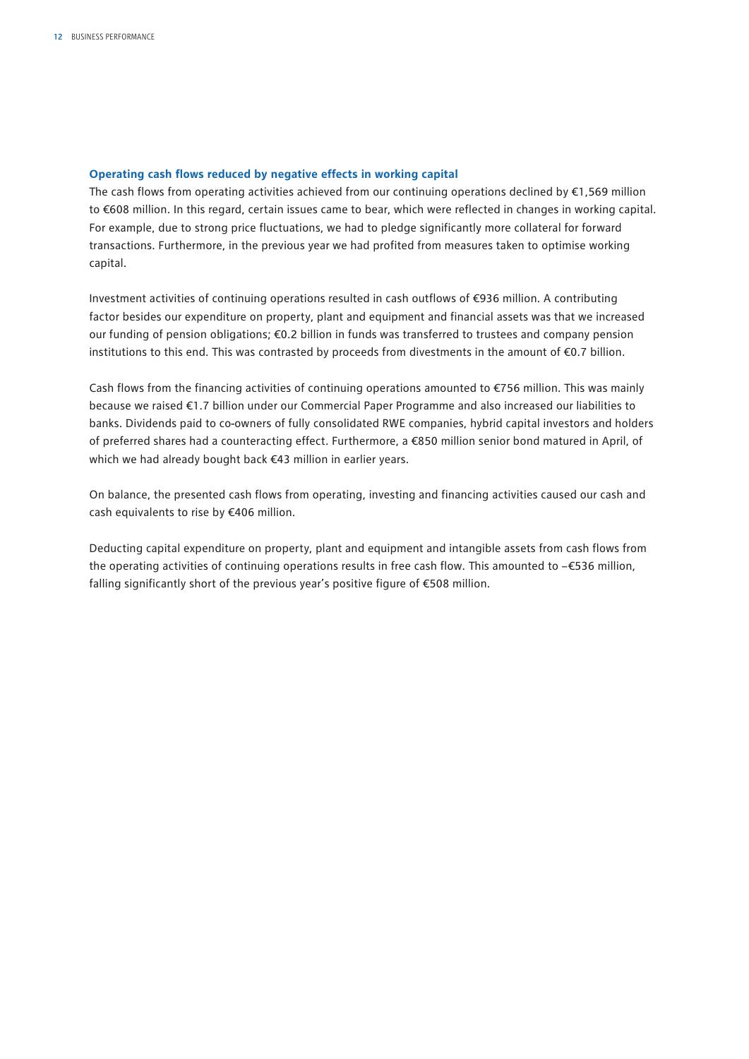### Operating cash flows reduced by negative effects in working capital

The cash flows from operating activities achieved from our continuing operations declined by €1,569 million to €608 million. In this regard, certain issues came to bear, which were reflected in changes in working capital. For example, due to strong price fluctuations, we had to pledge significantly more collateral for forward transactions. Furthermore, in the previous year we had profited from measures taken to optimise working capital.

Investment activities of continuing operations resulted in cash outflows of €936 million. A contributing factor besides our expenditure on property, plant and equipment and financial assets was that we increased our funding of pension obligations; €0.2 billion in funds was transferred to trustees and company pension institutions to this end. This was contrasted by proceeds from divestments in the amount of €0.7 billion.

Cash flows from the financing activities of continuing operations amounted to €756 million. This was mainly because we raised €1.7 billion under our Commercial Paper Programme and also increased our liabilities to banks. Dividends paid to co-owners of fully consolidated RWE companies, hybrid capital investors and holders of preferred shares had a counteracting effect. Furthermore, a €850 million senior bond matured in April, of which we had already bought back €43 million in earlier years.

On balance, the presented cash flows from operating, investing and financing activities caused our cash and cash equivalents to rise by €406 million.

Deducting capital expenditure on property, plant and equipment and intangible assets from cash flows from the operating activities of continuing operations results in free cash flow. This amounted to −€536 million, falling significantly short of the previous year's positive figure of €508 million.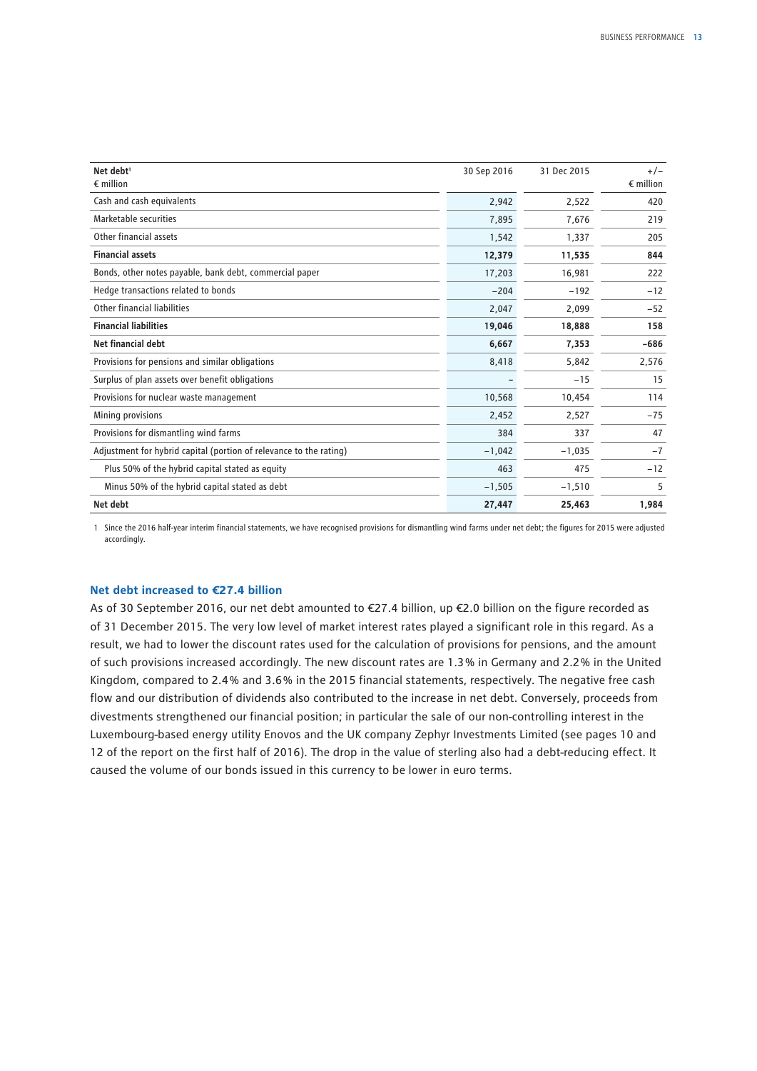| Net debt[1]<br>€ million | 30 Sep 2016 | 31 Dec 2015 | +/–<br>€ million |
|---|---|---|---|
| Cash and cash equivalents | 2,942 | 2,522 | 420 |
| Marketable securities | 7,895 | 7,676 | 219 |
| Other financial assets | 1,542 | 1,337 | 205 |
| **Financial assets** | **12,379** | **11,535** | **844** |
| Bonds, other notes payable, bank debt, commercial paper | 17,203 | 16,981 | 222 |
| Hedge transactions related to bonds | −204 | −192 | −12 |
| Other financial liabilities | 2,047 | 2,099 | −52 |
| **Financial liabilities** | **19,046** | **18,888** | **158** |
| **Net financial debt** | **6,667** | **7,353** | **−686** |
| Provisions for pensions and similar obligations | 8,418 | 5,842 | 2,576 |
| Surplus of plan assets over benefit obligations | – | −15 | 15 |
| Provisions for nuclear waste management | 10,568 | 10,454 | 114 |
| Mining provisions | 2,452 | 2,527 | −75 |
| Provisions for dismantling wind farms | 384 | 337 | 47 |
| Adjustment for hybrid capital (portion of relevance to the rating) | −1,042 | −1,035 | −7 |
| Plus 50% of the hybrid capital stated as equity | 463 | 475 | −12 |
| Minus 50% of the hybrid capital stated as debt | −1,505 | −1,510 | 5 |
| **Net debt** | **27,447** | **25,463** | **1,984** |

1 Since the 2016 half-year interim financial statements, we have recognised provisions for dismantling wind farms under net debt; the figures for 2015 were adjusted accordingly.

### Net debt increased to €27.4 billion

As of 30 September 2016, our net debt amounted to €27.4 billion, up €2.0 billion on the figure recorded as of 31 December 2015. The very low level of market interest rates played a significant role in this regard. As a result, we had to lower the discount rates used for the calculation of provisions for pensions, and the amount of such provisions increased accordingly. The new discount rates are 1.3% in Germany and 2.2% in the United Kingdom, compared to 2.4% and 3.6% in the 2015 financial statements, respectively. The negative free cash flow and our distribution of dividends also contributed to the increase in net debt. Conversely, proceeds from divestments strengthened our financial position; in particular the sale of our non-controlling interest in the Luxembourg-based energy utility Enovos and the UK company Zephyr Investments Limited (see pages 10 and 12 of the report on the first half of 2016). The drop in the value of sterling also had a debt-reducing effect. It caused the volume of our bonds issued in this currency to be lower in euro terms.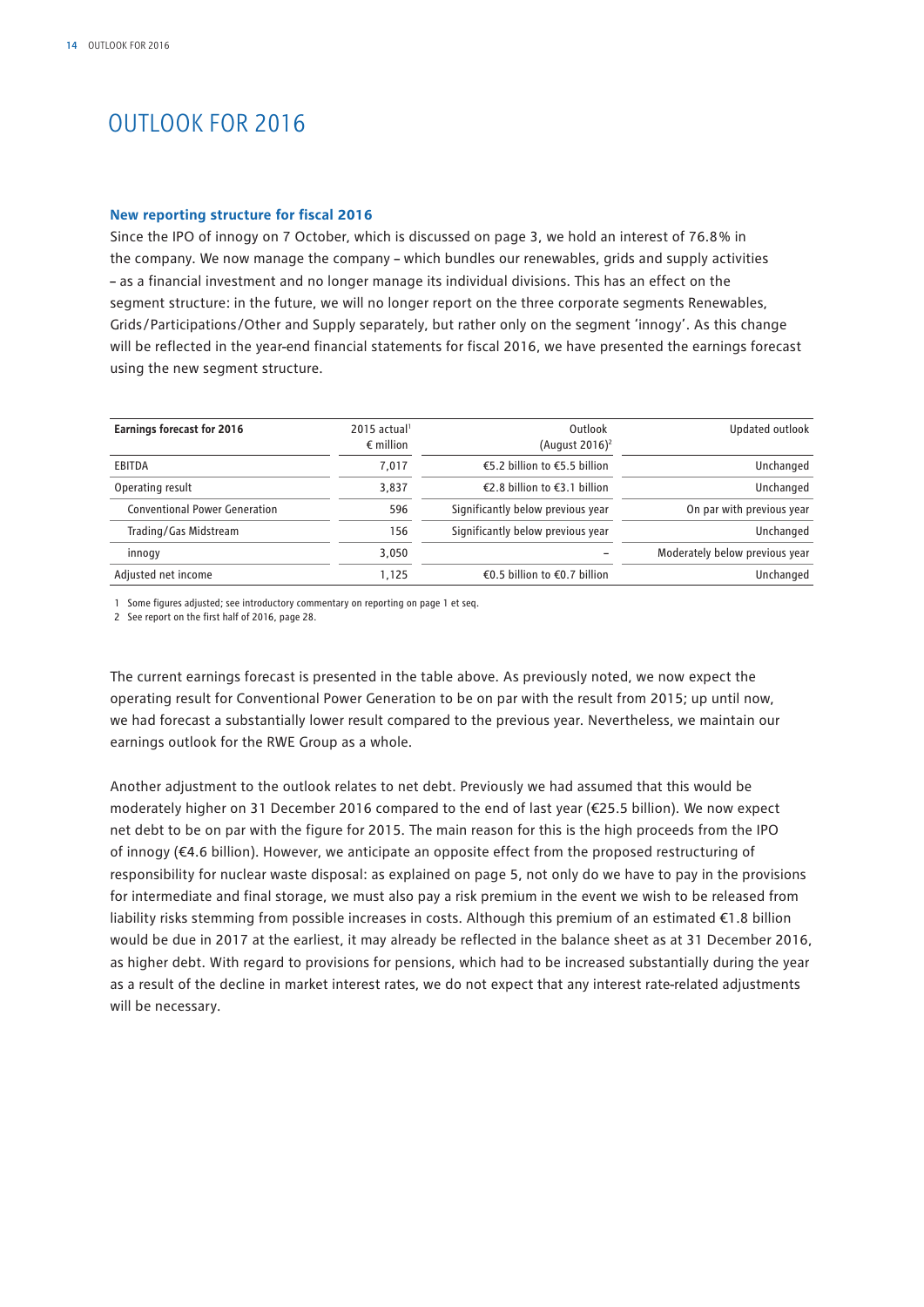# OUTLOOK FOR 2016

### New reporting structure for fiscal 2016

Since the IPO of innogy on 7 October, which is discussed on page 3, we hold an interest of 76.8% in the company. We now manage the company – which bundles our renewables, grids and supply activities – as a financial investment and no longer manage its individual divisions. This has an effect on the segment structure: in the future, we will no longer report on the three corporate segments Renewables, Grids/Participations/Other and Supply separately, but rather only on the segment 'innogy'. As this change will be reflected in the year-end financial statements for fiscal 2016, we have presented the earnings forecast using the new segment structure.

| Earnings forecast for 2016 | 2015 actual[1] € million | Outlook (August 2016)[2] | Updated outlook |
|---|---|---|---|
| EBITDA | 7,017 | €5.2 billion to €5.5 billion | Unchanged |
| Operating result | 3,837 | €2.8 billion to €3.1 billion | Unchanged |
| Conventional Power Generation | 596 | Significantly below previous year | On par with previous year |
| Trading/Gas Midstream | 156 | Significantly below previous year | Unchanged |
| innogy | 3,050 | – | Moderately below previous year |
| Adjusted net income | 1,125 | €0.5 billion to €0.7 billion | Unchanged |

1 Some figures adjusted; see introductory commentary on reporting on page 1 et seq.
2 See report on the first half of 2016, page 28.

The current earnings forecast is presented in the table above. As previously noted, we now expect the operating result for Conventional Power Generation to be on par with the result from 2015; up until now, we had forecast a substantially lower result compared to the previous year. Nevertheless, we maintain our earnings outlook for the RWE Group as a whole.

Another adjustment to the outlook relates to net debt. Previously we had assumed that this would be moderately higher on 31 December 2016 compared to the end of last year (€25.5 billion). We now expect net debt to be on par with the figure for 2015. The main reason for this is the high proceeds from the IPO of innogy (€4.6 billion). However, we anticipate an opposite effect from the proposed restructuring of responsibility for nuclear waste disposal: as explained on page 5, not only do we have to pay in the provisions for intermediate and final storage, we must also pay a risk premium in the event we wish to be released from liability risks stemming from possible increases in costs. Although this premium of an estimated €1.8 billion would be due in 2017 at the earliest, it may already be reflected in the balance sheet as at 31 December 2016, as higher debt. With regard to provisions for pensions, which had to be increased substantially during the year as a result of the decline in market interest rates, we do not expect that any interest rate-related adjustments will be necessary.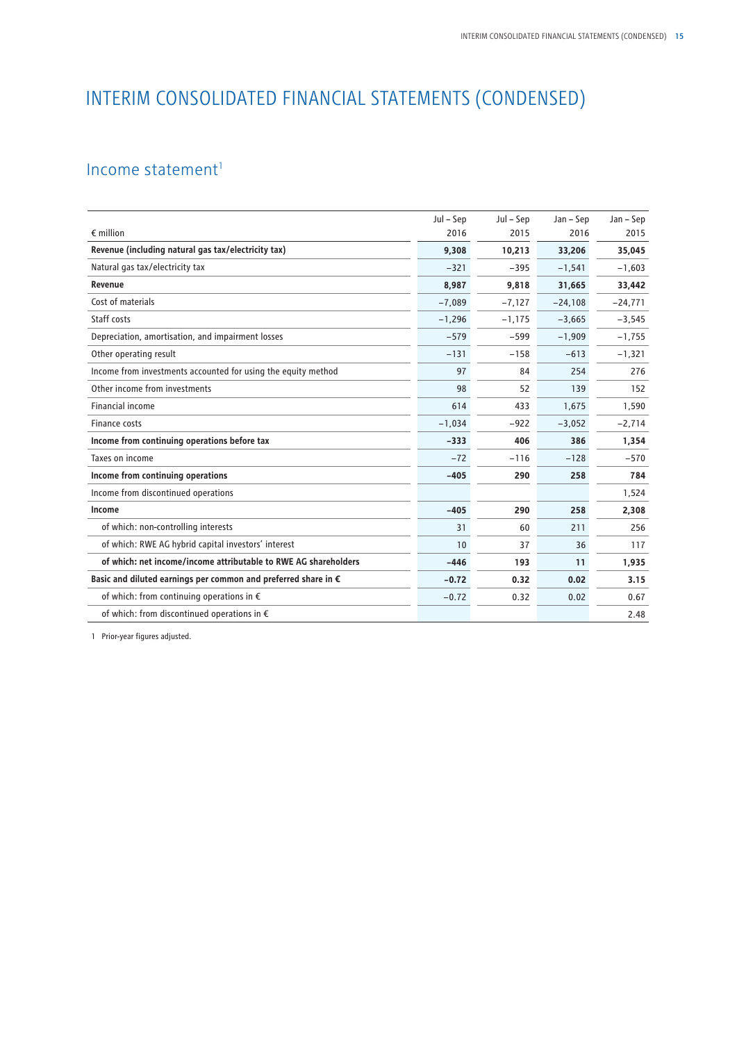# INTERIM CONSOLIDATED FINANCIAL STATEMENTS (CONDENSED)

## Income statement[1]

| € million | Jul – Sep 2016 | Jul – Sep 2015 | Jan – Sep 2016 | Jan – Sep 2015 |
|---|---|---|---|---|
| **Revenue (including natural gas tax/electricity tax)** | **9,308** | **10,213** | **33,206** | **35,045** |
| Natural gas tax/electricity tax | −321 | −395 | −1,541 | −1,603 |
| **Revenue** | **8,987** | **9,818** | **31,665** | **33,442** |
| Cost of materials | −7,089 | −7,127 | −24,108 | −24,771 |
| Staff costs | −1,296 | −1,175 | −3,665 | −3,545 |
| Depreciation, amortisation, and impairment losses | −579 | −599 | −1,909 | −1,755 |
| Other operating result | −131 | −158 | −613 | −1,321 |
| Income from investments accounted for using the equity method | 97 | 84 | 254 | 276 |
| Other income from investments | 98 | 52 | 139 | 152 |
| Financial income | 614 | 433 | 1,675 | 1,590 |
| Finance costs | −1,034 | −922 | −3,052 | −2,714 |
| **Income from continuing operations before tax** | **−333** | **406** | **386** | **1,354** |
| Taxes on income | −72 | −116 | −128 | −570 |
| **Income from continuing operations** | **−405** | **290** | **258** | **784** |
| Income from discontinued operations | | | | 1,524 |
| **Income** | **−405** | **290** | **258** | **2,308** |
| of which: non-controlling interests | 31 | 60 | 211 | 256 |
| of which: RWE AG hybrid capital investors' interest | 10 | 37 | 36 | 117 |
| **of which: net income/income attributable to RWE AG shareholders** | **−446** | **193** | **11** | **1,935** |
| **Basic and diluted earnings per common and preferred share in €** | **−0.72** | **0.32** | **0.02** | **3.15** |
| of which: from continuing operations in € | −0.72 | 0.32 | 0.02 | 0.67 |
| of which: from discontinued operations in € | | | | 2.48 |

1 Prior-year figures adjusted.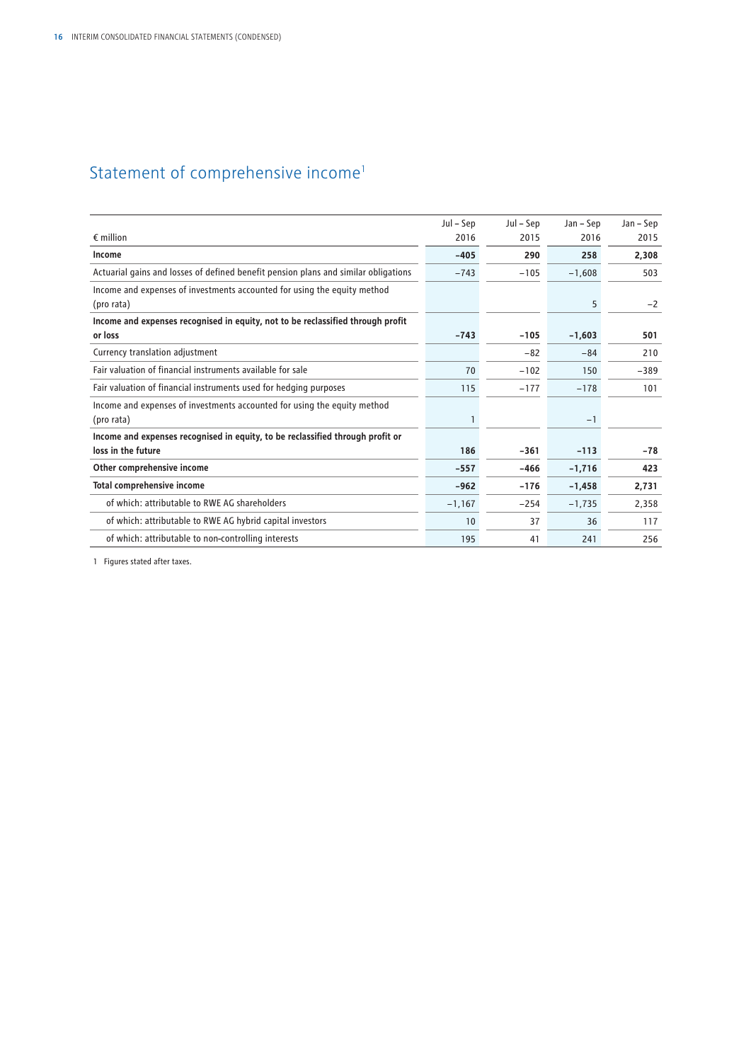# Statement of comprehensive income[1]

| € million | Jul – Sep 2016 | Jul – Sep 2015 | Jan – Sep 2016 | Jan – Sep 2015 |
|---|---|---|---|---|
| **Income** | **-405** | **290** | **258** | **2,308** |
| Actuarial gains and losses of defined benefit pension plans and similar obligations | −743 | −105 | −1,608 | 503 |
| Income and expenses of investments accounted for using the equity method (pro rata) | | | 5 | −2 |
| **Income and expenses recognised in equity, not to be reclassified through profit or loss** | **-743** | **-105** | **-1,603** | **501** |
| Currency translation adjustment | | −82 | −84 | 210 |
| Fair valuation of financial instruments available for sale | 70 | −102 | 150 | −389 |
| Fair valuation of financial instruments used for hedging purposes | 115 | −177 | −178 | 101 |
| Income and expenses of investments accounted for using the equity method (pro rata) | 1 | | −1 | |
| **Income and expenses recognised in equity, to be reclassified through profit or loss in the future** | **186** | **-361** | **-113** | **-78** |
| **Other comprehensive income** | **-557** | **-466** | **-1,716** | **423** |
| **Total comprehensive income** | **-962** | **-176** | **-1,458** | **2,731** |
| of which: attributable to RWE AG shareholders | −1,167 | −254 | −1,735 | 2,358 |
| of which: attributable to RWE AG hybrid capital investors | 10 | 37 | 36 | 117 |
| of which: attributable to non-controlling interests | 195 | 41 | 241 | 256 |

1 Figures stated after taxes.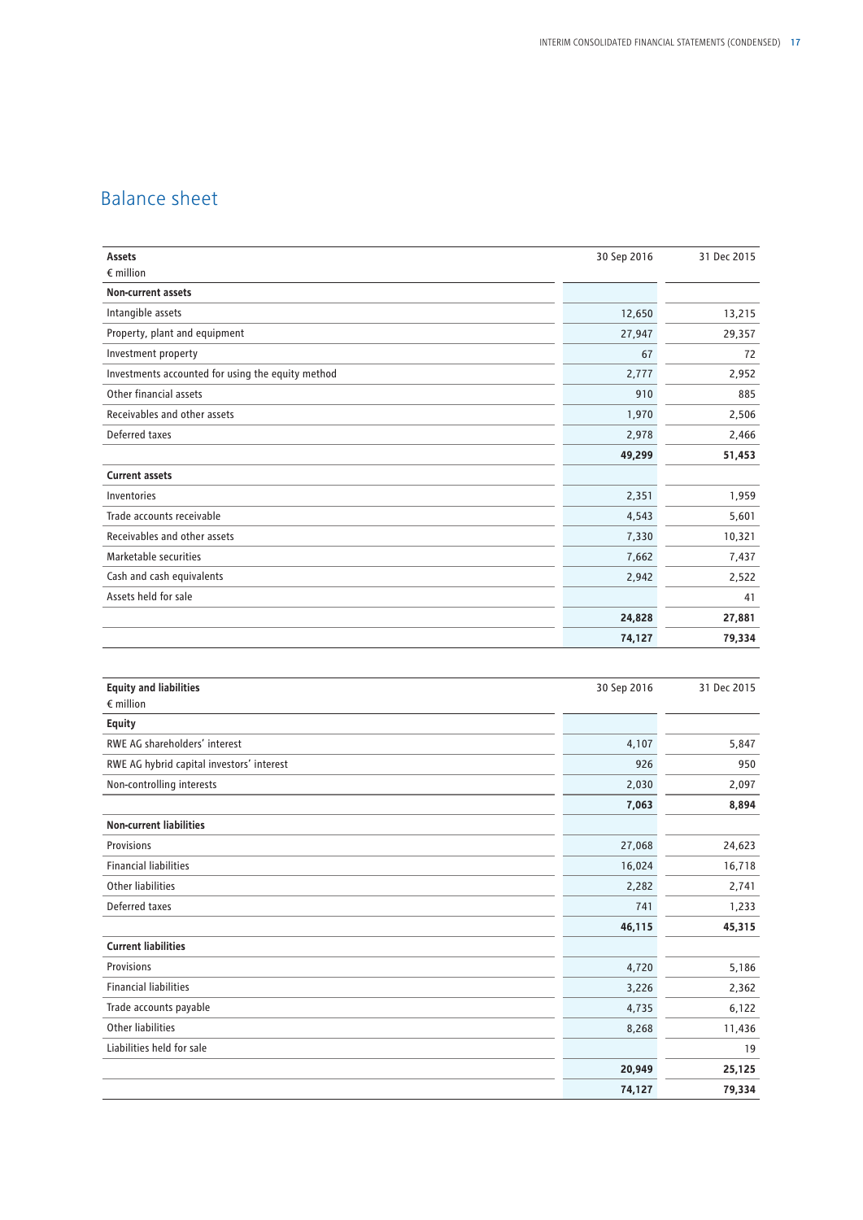# Balance sheet

| Assets<br>€ million | 30 Sep 2016 | 31 Dec 2015 |
|---|---|---|
| **Non-current assets** | | |
| Intangible assets | 12,650 | 13,215 |
| Property, plant and equipment | 27,947 | 29,357 |
| Investment property | 67 | 72 |
| Investments accounted for using the equity method | 2,777 | 2,952 |
| Other financial assets | 910 | 885 |
| Receivables and other assets | 1,970 | 2,506 |
| Deferred taxes | 2,978 | 2,466 |
| | **49,299** | **51,453** |
| **Current assets** | | |
| Inventories | 2,351 | 1,959 |
| Trade accounts receivable | 4,543 | 5,601 |
| Receivables and other assets | 7,330 | 10,321 |
| Marketable securities | 7,662 | 7,437 |
| Cash and cash equivalents | 2,942 | 2,522 |
| Assets held for sale | | 41 |
| | **24,828** | **27,881** |
| | **74,127** | **79,334** |

| Equity and liabilities<br>€ million | 30 Sep 2016 | 31 Dec 2015 |
|---|---|---|
| **Equity** | | |
| RWE AG shareholders' interest | 4,107 | 5,847 |
| RWE AG hybrid capital investors' interest | 926 | 950 |
| Non-controlling interests | 2,030 | 2,097 |
| | **7,063** | **8,894** |
| **Non-current liabilities** | | |
| Provisions | 27,068 | 24,623 |
| Financial liabilities | 16,024 | 16,718 |
| Other liabilities | 2,282 | 2,741 |
| Deferred taxes | 741 | 1,233 |
| | **46,115** | **45,315** |
| **Current liabilities** | | |
| Provisions | 4,720 | 5,186 |
| Financial liabilities | 3,226 | 2,362 |
| Trade accounts payable | 4,735 | 6,122 |
| Other liabilities | 8,268 | 11,436 |
| Liabilities held for sale | | 19 |
| | **20,949** | **25,125** |
| | **74,127** | **79,334** |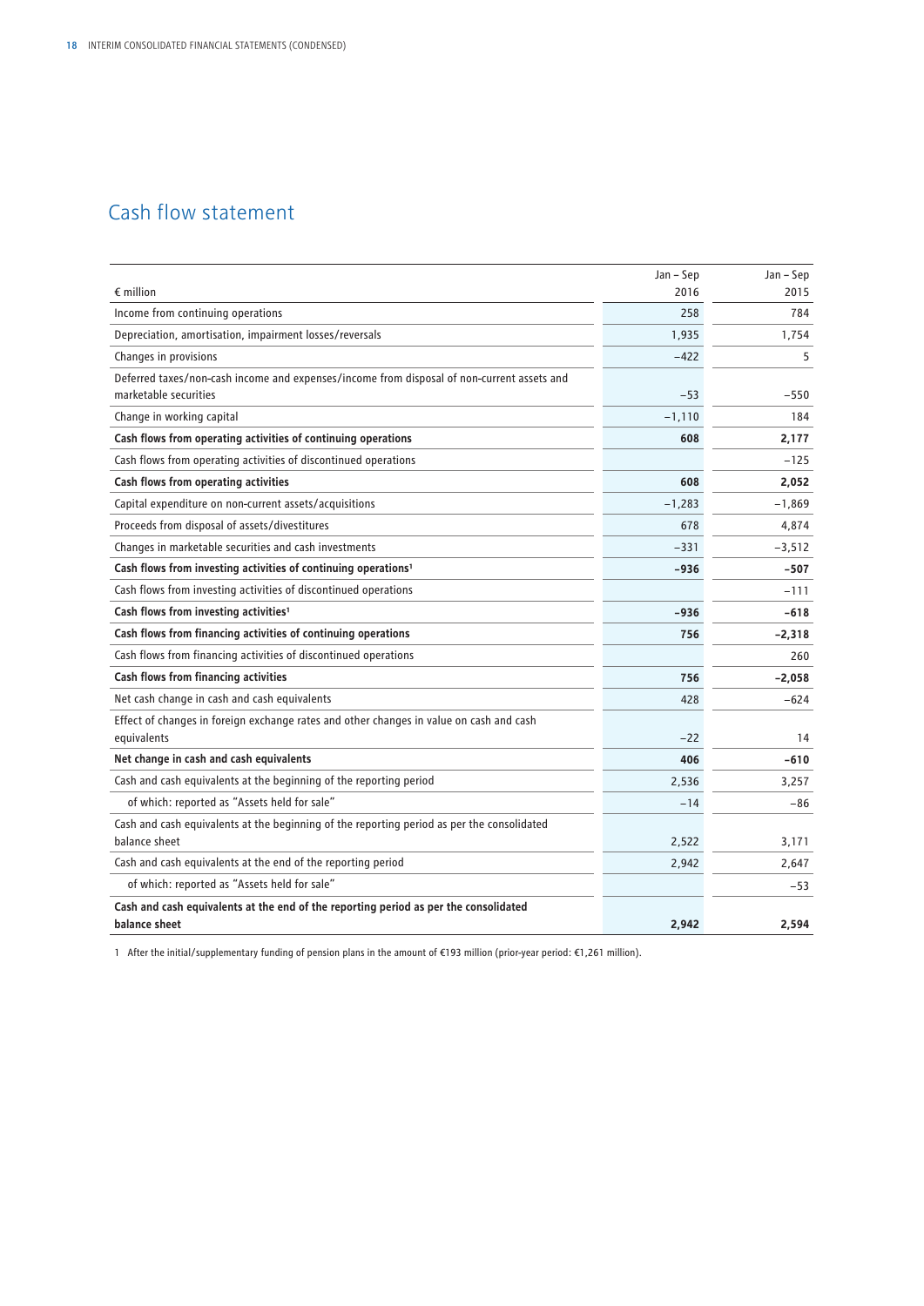## Cash flow statement

| € million | Jan – Sep 2016 | Jan – Sep 2015 |
|---|---|---|
| Income from continuing operations | 258 | 784 |
| Depreciation, amortisation, impairment losses/reversals | 1,935 | 1,754 |
| Changes in provisions | −422 | 5 |
| Deferred taxes/non-cash income and expenses/income from disposal of non-current assets and marketable securities | −53 | −550 |
| Change in working capital | −1,110 | 184 |
| **Cash flows from operating activities of continuing operations** | **608** | **2,177** |
| Cash flows from operating activities of discontinued operations | | −125 |
| **Cash flows from operating activities** | **608** | **2,052** |
| Capital expenditure on non-current assets/acquisitions | −1,283 | −1,869 |
| Proceeds from disposal of assets/divestitures | 678 | 4,874 |
| Changes in marketable securities and cash investments | −331 | −3,512 |
| **Cash flows from investing activities of continuing operations[1]** | **−936** | **−507** |
| Cash flows from investing activities of discontinued operations | | −111 |
| **Cash flows from investing activities[1]** | **−936** | **−618** |
| **Cash flows from financing activities of continuing operations** | **756** | **−2,318** |
| Cash flows from financing activities of discontinued operations | | 260 |
| **Cash flows from financing activities** | **756** | **−2,058** |
| Net cash change in cash and cash equivalents | 428 | −624 |
| Effect of changes in foreign exchange rates and other changes in value on cash and cash equivalents | −22 | 14 |
| **Net change in cash and cash equivalents** | **406** | **−610** |
| Cash and cash equivalents at the beginning of the reporting period | 2,536 | 3,257 |
| of which: reported as "Assets held for sale" | −14 | −86 |
| Cash and cash equivalents at the beginning of the reporting period as per the consolidated balance sheet | 2,522 | 3,171 |
| Cash and cash equivalents at the end of the reporting period | 2,942 | 2,647 |
| of which: reported as "Assets held for sale" | | −53 |
| **Cash and cash equivalents at the end of the reporting period as per the consolidated balance sheet** | **2,942** | **2,594** |

1 After the initial/supplementary funding of pension plans in the amount of €193 million (prior-year period: €1,261 million).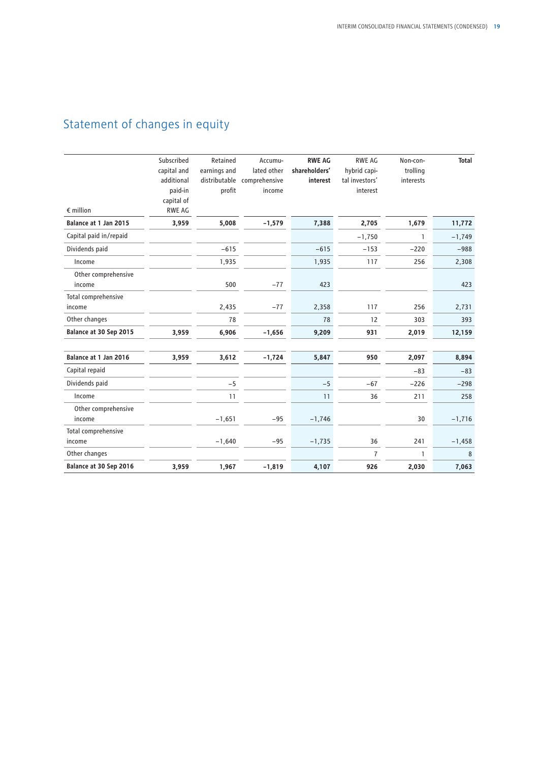# Statement of changes in equity

| € million | Subscribed capital and additional paid-in capital of RWE AG | Retained earnings and distributable profit | Accumulated other comprehensive income | **RWE AG shareholders' interest** | RWE AG hybrid capital investors' interest | Non-controlling interests | **Total** |
|---|---|---|---|---|---|---|---|
| **Balance at 1 Jan 2015** | **3,959** | **5,008** | **−1,579** | **7,388** | **2,705** | **1,679** | **11,772** |
| Capital paid in/repaid | | | | | −1,750 | 1 | −1,749 |
| Dividends paid | | −615 | | −615 | −153 | −220 | −988 |
| Income | | 1,935 | | 1,935 | 117 | 256 | 2,308 |
| Other comprehensive income | | 500 | −77 | 423 | | | 423 |
| Total comprehensive income | | 2,435 | −77 | 2,358 | 117 | 256 | 2,731 |
| Other changes | | 78 | | 78 | 12 | 303 | 393 |
| **Balance at 30 Sep 2015** | **3,959** | **6,906** | **−1,656** | **9,209** | **931** | **2,019** | **12,159** |
| | | | | | | | |
| **Balance at 1 Jan 2016** | **3,959** | **3,612** | **−1,724** | **5,847** | **950** | **2,097** | **8,894** |
| Capital repaid | | | | | | −83 | −83 |
| Dividends paid | | −5 | | −5 | −67 | −226 | −298 |
| Income | | 11 | | 11 | 36 | 211 | 258 |
| Other comprehensive income | | −1,651 | −95 | −1,746 | | 30 | −1,716 |
| Total comprehensive income | | −1,640 | −95 | −1,735 | 36 | 241 | −1,458 |
| Other changes | | | | | 7 | 1 | 8 |
| **Balance at 30 Sep 2016** | **3,959** | **1,967** | **−1,819** | **4,107** | **926** | **2,030** | **7,063** |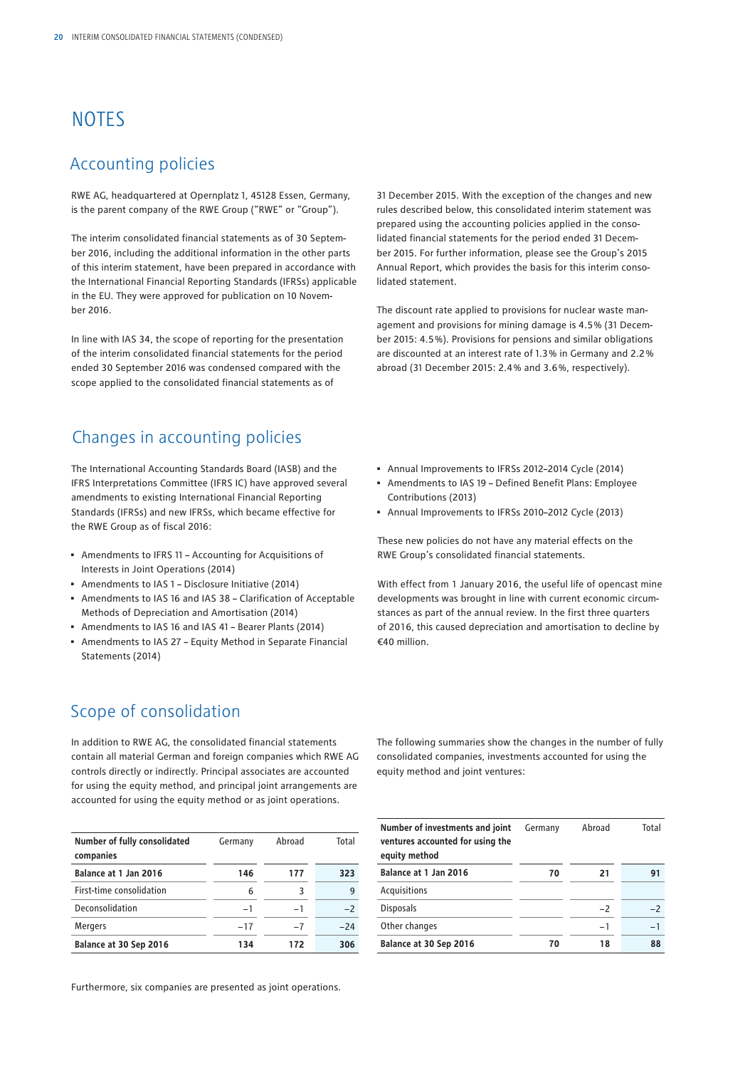# NOTES

## Accounting policies

RWE AG, headquartered at Opernplatz 1, 45128 Essen, Germany, is the parent company of the RWE Group ("RWE" or "Group").

The interim consolidated financial statements as of 30 September 2016, including the additional information in the other parts of this interim statement, have been prepared in accordance with the International Financial Reporting Standards (IFRSs) applicable in the EU. They were approved for publication on 10 November 2016.

In line with IAS 34, the scope of reporting for the presentation of the interim consolidated financial statements for the period ended 30 September 2016 was condensed compared with the scope applied to the consolidated financial statements as of 31 December 2015. With the exception of the changes and new rules described below, this consolidated interim statement was prepared using the accounting policies applied in the consolidated financial statements for the period ended 31 December 2015. For further information, please see the Group's 2015 Annual Report, which provides the basis for this interim consolidated statement.

The discount rate applied to provisions for nuclear waste management and provisions for mining damage is 4.5% (31 December 2015: 4.5%). Provisions for pensions and similar obligations are discounted at an interest rate of 1.3% in Germany and 2.2% abroad (31 December 2015: 2.4% and 3.6%, respectively).

## Changes in accounting policies

The International Accounting Standards Board (IASB) and the IFRS Interpretations Committee (IFRS IC) have approved several amendments to existing International Financial Reporting Standards (IFRSs) and new IFRSs, which became effective for the RWE Group as of fiscal 2016:

- Amendments to IFRS 11 – Accounting for Acquisitions of Interests in Joint Operations (2014)
- Amendments to IAS 1 – Disclosure Initiative (2014)
- Amendments to IAS 16 and IAS 38 – Clarification of Acceptable Methods of Depreciation and Amortisation (2014)
- Amendments to IAS 16 and IAS 41 – Bearer Plants (2014)
- Amendments to IAS 27 – Equity Method in Separate Financial Statements (2014)
- Annual Improvements to IFRSs 2012–2014 Cycle (2014)
- Amendments to IAS 19 – Defined Benefit Plans: Employee Contributions (2013)
- Annual Improvements to IFRSs 2010–2012 Cycle (2013)

These new policies do not have any material effects on the RWE Group's consolidated financial statements.

With effect from 1 January 2016, the useful life of opencast mine developments was brought in line with current economic circumstances as part of the annual review. In the first three quarters of 2016, this caused depreciation and amortisation to decline by €40 million.

## Scope of consolidation

In addition to RWE AG, the consolidated financial statements contain all material German and foreign companies which RWE AG controls directly or indirectly. Principal associates are accounted for using the equity method, and principal joint arrangements are accounted for using the equity method or as joint operations.

The following summaries show the changes in the number of fully consolidated companies, investments accounted for using the equity method and joint ventures:

| Number of fully consolidated companies | Germany | Abroad | Total |
|---|---|---|---|
| **Balance at 1 Jan 2016** | **146** | **177** | **323** |
| First-time consolidation | 6 | 3 | 9 |
| Deconsolidation | −1 | −1 | −2 |
| Mergers | −17 | −7 | −24 |
| **Balance at 30 Sep 2016** | **134** | **172** | **306** |

| Number of investments and joint ventures accounted for using the equity method | Germany | Abroad | Total |
|---|---|---|---|
| **Balance at 1 Jan 2016** | **70** | **21** | **91** |
| Acquisitions | | | |
| Disposals | | −2 | −2 |
| Other changes | | −1 | −1 |
| **Balance at 30 Sep 2016** | **70** | **18** | **88** |

Furthermore, six companies are presented as joint operations.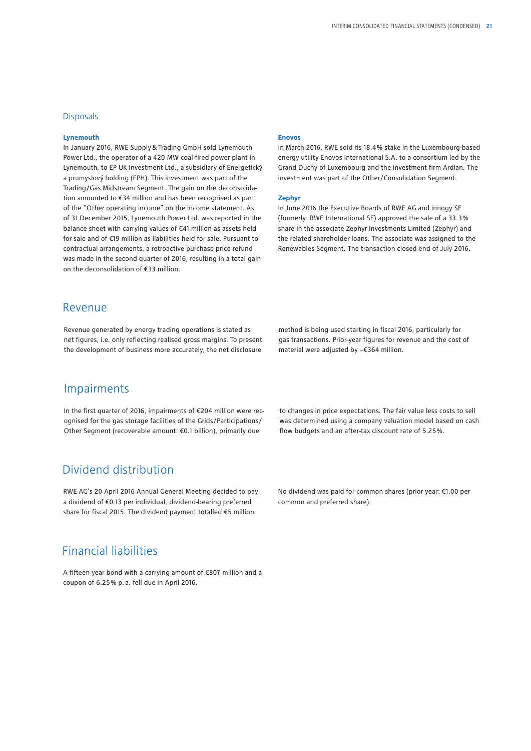## Disposals

### Lynemouth

In January 2016, RWE Supply & Trading GmbH sold Lynemouth Power Ltd., the operator of a 420 MW coal-fired power plant in Lynemouth, to EP UK Investment Ltd., a subsidiary of Energetický a prumyslový holding (EPH). This investment was part of the Trading/Gas Midstream Segment. The gain on the deconsolidation amounted to €34 million and has been recognised as part of the "Other operating income" on the income statement. As of 31 December 2015, Lynemouth Power Ltd. was reported in the balance sheet with carrying values of €41 million as assets held for sale and of €19 million as liabilities held for sale. Pursuant to contractual arrangements, a retroactive purchase price refund was made in the second quarter of 2016, resulting in a total gain on the deconsolidation of €33 million.

### Enovos

In March 2016, RWE sold its 18.4 % stake in the Luxembourg-based energy utility Enovos International S.A. to a consortium led by the Grand Duchy of Luxembourg and the investment firm Ardian. The investment was part of the Other/Consolidation Segment.

### Zephyr

In June 2016 the Executive Boards of RWE AG and innogy SE (formerly: RWE International SE) approved the sale of a 33.3 % share in the associate Zephyr Investments Limited (Zephyr) and the related shareholder loans. The associate was assigned to the Renewables Segment. The transaction closed end of July 2016.

# Revenue

Revenue generated by energy trading operations is stated as net figures, i.e. only reflecting realised gross margins. To present the development of business more accurately, the net disclosure method is being used starting in fiscal 2016, particularly for gas transactions. Prior-year figures for revenue and the cost of material were adjusted by –€364 million.

# Impairments

In the first quarter of 2016, impairments of €204 million were recognised for the gas storage facilities of the Grids/Participations/Other Segment (recoverable amount: €0.1 billion), primarily due to changes in price expectations. The fair value less costs to sell was determined using a company valuation model based on cash flow budgets and an after-tax discount rate of 5.25 %.

# Dividend distribution

RWE AG's 20 April 2016 Annual General Meeting decided to pay a dividend of €0.13 per individual, dividend-bearing preferred share for fiscal 2015. The dividend payment totalled €5 million. No dividend was paid for common shares (prior year: €1.00 per common and preferred share).

# Financial liabilities

A fifteen-year bond with a carrying amount of €807 million and a coupon of 6.25 % p. a. fell due in April 2016.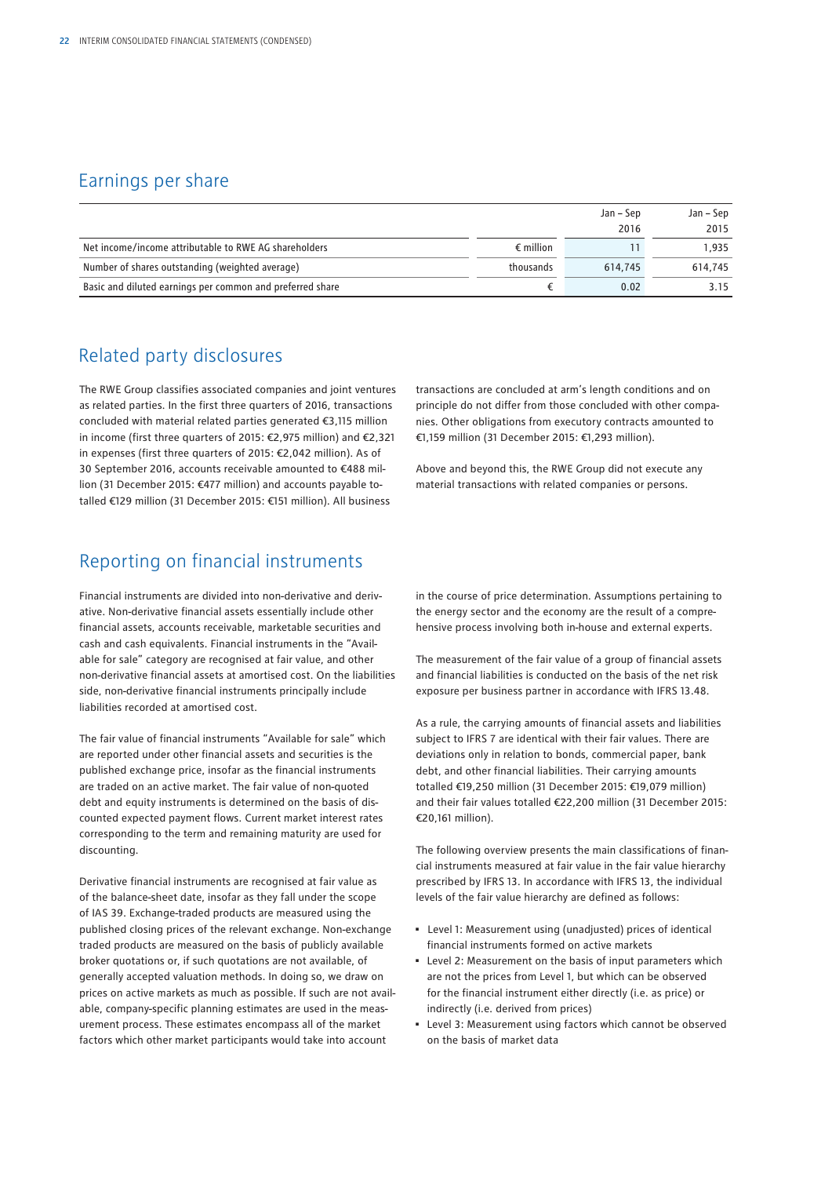## Earnings per share

| | | Jan – Sep 2016 | Jan – Sep 2015 |
|---|---|---|---|
| Net income/income attributable to RWE AG shareholders | € million | 11 | 1,935 |
| Number of shares outstanding (weighted average) | thousands | 614,745 | 614,745 |
| Basic and diluted earnings per common and preferred share | € | 0.02 | 3.15 |

## Related party disclosures

The RWE Group classifies associated companies and joint ventures as related parties. In the first three quarters of 2016, transactions concluded with material related parties generated €3,115 million in income (first three quarters of 2015: €2,975 million) and €2,321 in expenses (first three quarters of 2015: €2,042 million). As of 30 September 2016, accounts receivable amounted to €488 million (31 December 2015: €477 million) and accounts payable totalled €129 million (31 December 2015: €151 million). All business transactions are concluded at arm's length conditions and on principle do not differ from those concluded with other companies. Other obligations from executory contracts amounted to €1,159 million (31 December 2015: €1,293 million).

Above and beyond this, the RWE Group did not execute any material transactions with related companies or persons.

## Reporting on financial instruments

Financial instruments are divided into non-derivative and derivative. Non-derivative financial assets essentially include other financial assets, accounts receivable, marketable securities and cash and cash equivalents. Financial instruments in the "Available for sale" category are recognised at fair value, and other non-derivative financial assets at amortised cost. On the liabilities side, non-derivative financial instruments principally include liabilities recorded at amortised cost.

The fair value of financial instruments "Available for sale" which are reported under other financial assets and securities is the published exchange price, insofar as the financial instruments are traded on an active market. The fair value of non-quoted debt and equity instruments is determined on the basis of discounted expected payment flows. Current market interest rates corresponding to the term and remaining maturity are used for discounting.

Derivative financial instruments are recognised at fair value as of the balance-sheet date, insofar as they fall under the scope of IAS 39. Exchange-traded products are measured using the published closing prices of the relevant exchange. Non-exchange traded products are measured on the basis of publicly available broker quotations or, if such quotations are not available, of generally accepted valuation methods. In doing so, we draw on prices on active markets as much as possible. If such are not available, company-specific planning estimates are used in the measurement process. These estimates encompass all of the market factors which other market participants would take into account in the course of price determination. Assumptions pertaining to the energy sector and the economy are the result of a comprehensive process involving both in-house and external experts.

The measurement of the fair value of a group of financial assets and financial liabilities is conducted on the basis of the net risk exposure per business partner in accordance with IFRS 13.48.

As a rule, the carrying amounts of financial assets and liabilities subject to IFRS 7 are identical with their fair values. There are deviations only in relation to bonds, commercial paper, bank debt, and other financial liabilities. Their carrying amounts totalled €19,250 million (31 December 2015: €19,079 million) and their fair values totalled €22,200 million (31 December 2015: €20,161 million).

The following overview presents the main classifications of financial instruments measured at fair value in the fair value hierarchy prescribed by IFRS 13. In accordance with IFRS 13, the individual levels of the fair value hierarchy are defined as follows:

- Level 1: Measurement using (unadjusted) prices of identical financial instruments formed on active markets
- Level 2: Measurement on the basis of input parameters which are not the prices from Level 1, but which can be observed for the financial instrument either directly (i.e. as price) or indirectly (i.e. derived from prices)
- Level 3: Measurement using factors which cannot be observed on the basis of market data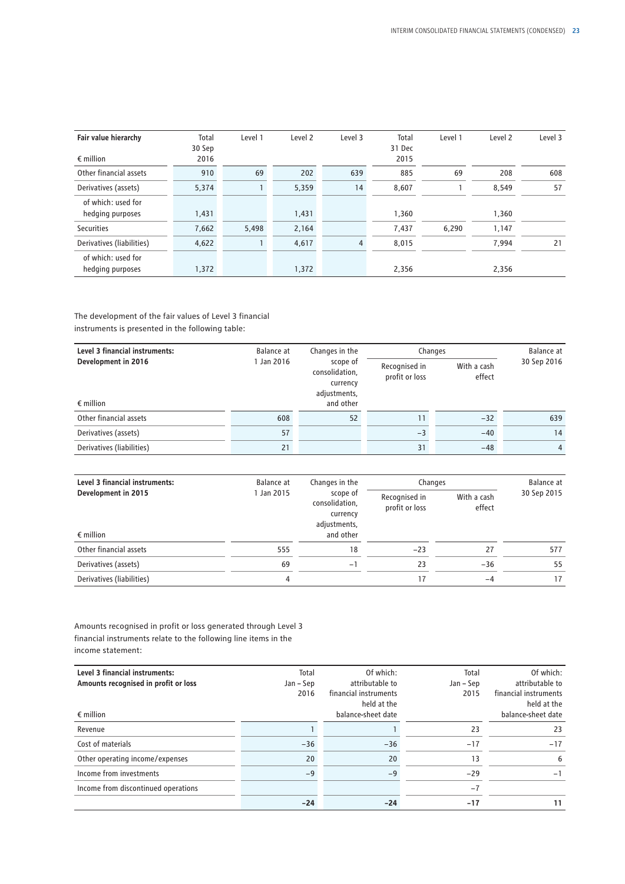| Fair value hierarchy<br>€ million | Total 30 Sep 2016 | Level 1 | Level 2 | Level 3 | Total 31 Dec 2015 | Level 1 | Level 2 | Level 3 |
|---|---|---|---|---|---|---|---|---|
| Other financial assets | 910 | 69 | 202 | 639 | 885 | 69 | 208 | 608 |
| Derivatives (assets) | 5,374 | 1 | 5,359 | 14 | 8,607 | 1 | 8,549 | 57 |
| of which: used for hedging purposes | 1,431 | | 1,431 | | 1,360 | | 1,360 | |
| Securities | 7,662 | 5,498 | 2,164 | | 7,437 | 6,290 | 1,147 | |
| Derivatives (liabilities) | 4,622 | 1 | 4,617 | 4 | 8,015 | | 7,994 | 21 |
| of which: used for hedging purposes | 1,372 | | 1,372 | | 2,356 | | 2,356 | |

The development of the fair values of Level 3 financial instruments is presented in the following table:

| Level 3 financial instruments: Development in 2016<br>€ million | Balance at 1 Jan 2016 | Changes in the scope of consolidation, currency adjustments, and other | Changes | | Balance at 30 Sep 2016 |
|---|---|---|---|---|---|
| | | | Recognised in profit or loss | With a cash effect | |
| Other financial assets | 608 | 52 | 11 | −32 | 639 |
| Derivatives (assets) | 57 | | −3 | −40 | 14 |
| Derivatives (liabilities) | 21 | | 31 | −48 | 4 |

| Level 3 financial instruments: Development in 2015<br>€ million | Balance at 1 Jan 2015 | Changes in the scope of consolidation, currency adjustments, and other | Changes | | Balance at 30 Sep 2015 |
|---|---|---|---|---|---|
| | | | Recognised in profit or loss | With a cash effect | |
| Other financial assets | 555 | 18 | −23 | 27 | 577 |
| Derivatives (assets) | 69 | −1 | 23 | −36 | 55 |
| Derivatives (liabilities) | 4 | | 17 | −4 | 17 |

Amounts recognised in profit or loss generated through Level 3 financial instruments relate to the following line items in the income statement:

| Level 3 financial instruments: Amounts recognised in profit or loss<br>€ million | Total Jan – Sep 2016 | Of which: attributable to financial instruments held at the balance-sheet date | Total Jan – Sep 2015 | Of which: attributable to financial instruments held at the balance-sheet date |
|---|---|---|---|---|
| Revenue | 1 | 1 | 23 | 23 |
| Cost of materials | −36 | −36 | −17 | −17 |
| Other operating income/expenses | 20 | 20 | 13 | 6 |
| Income from investments | −9 | −9 | −29 | −1 |
| Income from discontinued operations | | | −7 | |
| | **−24** | **−24** | **−17** | **11** |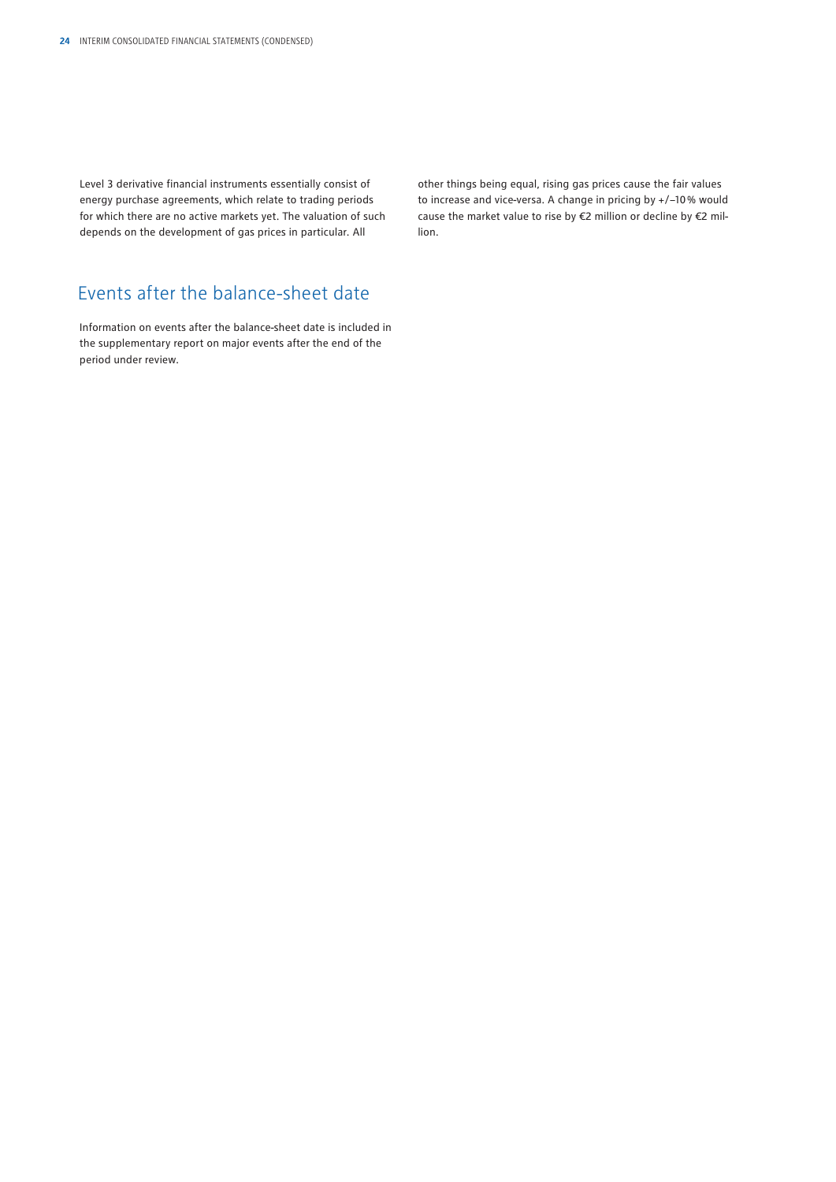Level 3 derivative financial instruments essentially consist of energy purchase agreements, which relate to trading periods for which there are no active markets yet. The valuation of such depends on the development of gas prices in particular. All other things being equal, rising gas prices cause the fair values to increase and vice-versa. A change in pricing by +/–10% would cause the market value to rise by €2 million or decline by €2 million.

## Events after the balance-sheet date

Information on events after the balance-sheet date is included in the supplementary report on major events after the end of the period under review.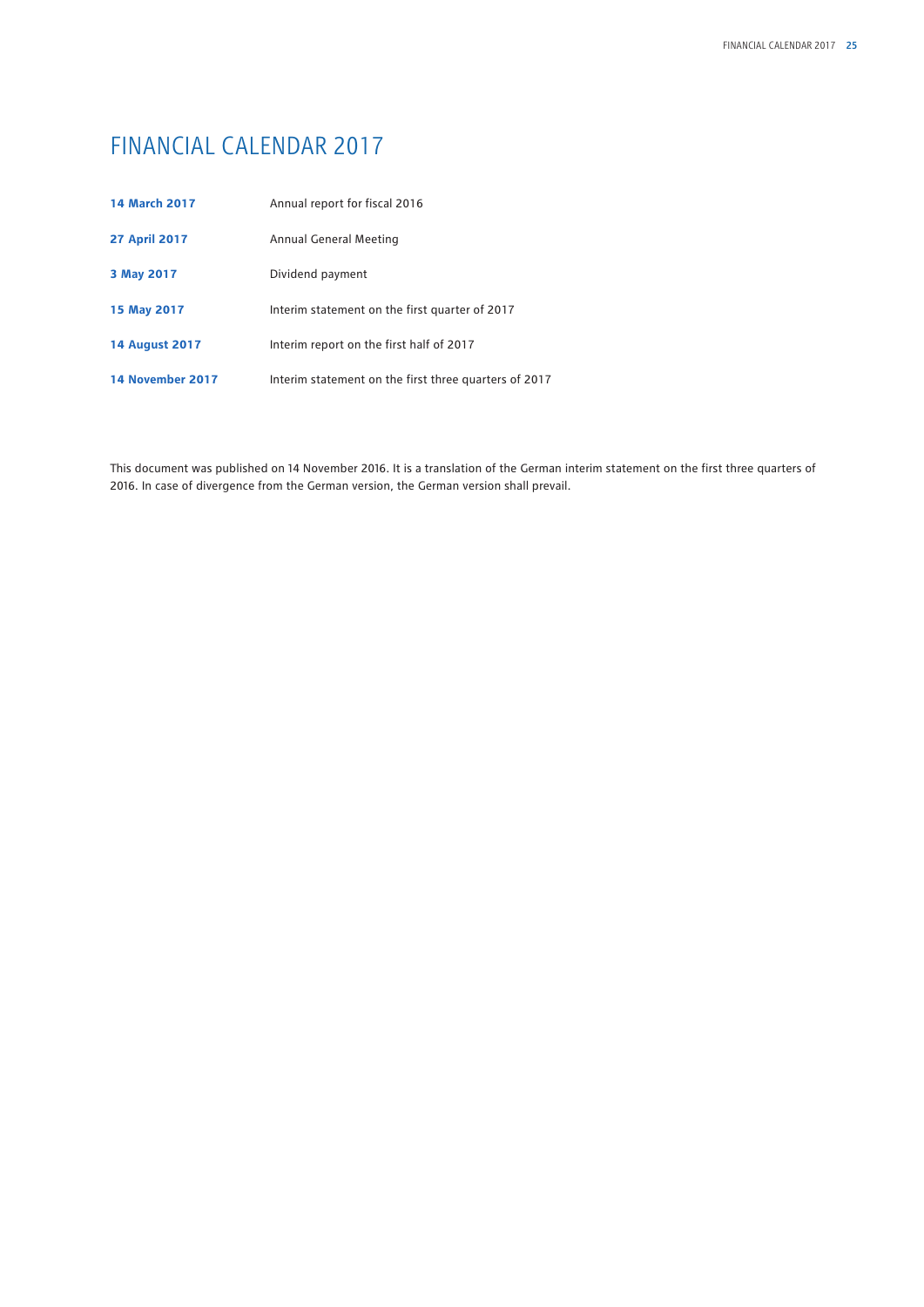# FINANCIAL CALENDAR 2017

| | |
|---|---|
| **14 March 2017** | Annual report for fiscal 2016 |
| **27 April 2017** | Annual General Meeting |
| **3 May 2017** | Dividend payment |
| **15 May 2017** | Interim statement on the first quarter of 2017 |
| **14 August 2017** | Interim report on the first half of 2017 |
| **14 November 2017** | Interim statement on the first three quarters of 2017 |

This document was published on 14 November 2016. It is a translation of the German interim statement on the first three quarters of 2016. In case of divergence from the German version, the German version shall prevail.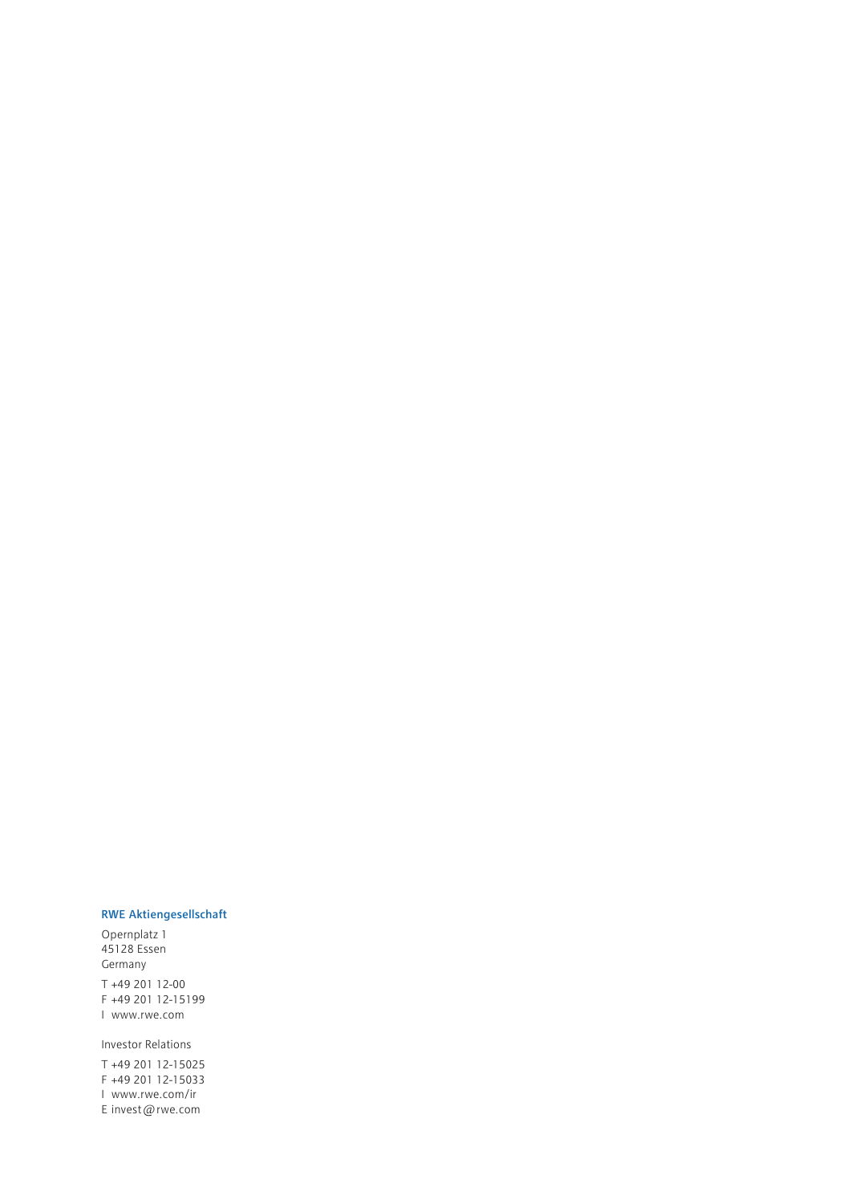**RWE Aktiengesellschaft**

Opernplatz 1
45128 Essen
Germany

T +49 201 12-00
F +49 201 12-15199
I www.rwe.com

Investor Relations

T +49 201 12-15025
F +49 201 12-15033
I www.rwe.com/ir
E invest@rwe.com